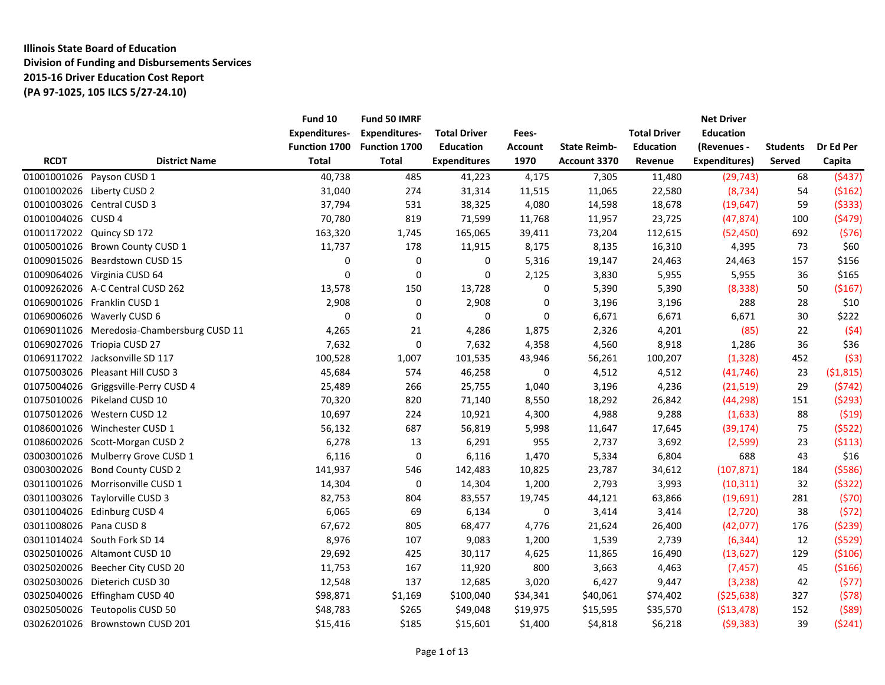**Illinois State Board of Education**
**Division of Funding and Disbursements Services**
**2015-16 Driver Education Cost Report**
**(PA 97-1025, 105 ILCS 5/27-24.10)**

| RCDT | District Name | Fund 10 Expenditures-Function 1700 Total | Fund 50 IMRF Expenditures-Function 1700 Total | Total Driver Education Expenditures | Fees-Account 1970 | State Reimb-Account 3370 | Total Driver Education Revenue | Net Driver Education (Revenues - Expenditures) | Students Served | Dr Ed Per Capita |
|---|---|---|---|---|---|---|---|---|---|---|
| 01001001026 | Payson CUSD 1 | 40,738 | 485 | 41,223 | 4,175 | 7,305 | 11,480 | (29,743) | 68 | ($437) |
| 01001002026 | Liberty CUSD 2 | 31,040 | 274 | 31,314 | 11,515 | 11,065 | 22,580 | (8,734) | 54 | ($162) |
| 01001003026 | Central CUSD 3 | 37,794 | 531 | 38,325 | 4,080 | 14,598 | 18,678 | (19,647) | 59 | ($333) |
| 01001004026 | CUSD 4 | 70,780 | 819 | 71,599 | 11,768 | 11,957 | 23,725 | (47,874) | 100 | ($479) |
| 01001172022 | Quincy SD 172 | 163,320 | 1,745 | 165,065 | 39,411 | 73,204 | 112,615 | (52,450) | 692 | ($76) |
| 01005001026 | Brown County CUSD 1 | 11,737 | 178 | 11,915 | 8,175 | 8,135 | 16,310 | 4,395 | 73 | $60 |
| 01009015026 | Beardstown CUSD 15 | 0 | 0 | 0 | 5,316 | 19,147 | 24,463 | 24,463 | 157 | $156 |
| 01009064026 | Virginia CUSD 64 | 0 | 0 | 0 | 2,125 | 3,830 | 5,955 | 5,955 | 36 | $165 |
| 01009262026 | A-C Central CUSD 262 | 13,578 | 150 | 13,728 | 0 | 5,390 | 5,390 | (8,338) | 50 | ($167) |
| 01069001026 | Franklin CUSD 1 | 2,908 | 0 | 2,908 | 0 | 3,196 | 3,196 | 288 | 28 | $10 |
| 01069006026 | Waverly CUSD 6 | 0 | 0 | 0 | 0 | 6,671 | 6,671 | 6,671 | 30 | $222 |
| 01069011026 | Meredosia-Chambersburg CUSD 11 | 4,265 | 21 | 4,286 | 1,875 | 2,326 | 4,201 | (85) | 22 | ($4) |
| 01069027026 | Triopia CUSD 27 | 7,632 | 0 | 7,632 | 4,358 | 4,560 | 8,918 | 1,286 | 36 | $36 |
| 01069117022 | Jacksonville SD 117 | 100,528 | 1,007 | 101,535 | 43,946 | 56,261 | 100,207 | (1,328) | 452 | ($3) |
| 01075003026 | Pleasant Hill CUSD 3 | 45,684 | 574 | 46,258 | 0 | 4,512 | 4,512 | (41,746) | 23 | ($1,815) |
| 01075004026 | Griggsville-Perry CUSD 4 | 25,489 | 266 | 25,755 | 1,040 | 3,196 | 4,236 | (21,519) | 29 | ($742) |
| 01075010026 | Pikeland CUSD 10 | 70,320 | 820 | 71,140 | 8,550 | 18,292 | 26,842 | (44,298) | 151 | ($293) |
| 01075012026 | Western CUSD 12 | 10,697 | 224 | 10,921 | 4,300 | 4,988 | 9,288 | (1,633) | 88 | ($19) |
| 01086001026 | Winchester CUSD 1 | 56,132 | 687 | 56,819 | 5,998 | 11,647 | 17,645 | (39,174) | 75 | ($522) |
| 01086002026 | Scott-Morgan CUSD 2 | 6,278 | 13 | 6,291 | 955 | 2,737 | 3,692 | (2,599) | 23 | ($113) |
| 03003001026 | Mulberry Grove CUSD 1 | 6,116 | 0 | 6,116 | 1,470 | 5,334 | 6,804 | 688 | 43 | $16 |
| 03003002026 | Bond County CUSD 2 | 141,937 | 546 | 142,483 | 10,825 | 23,787 | 34,612 | (107,871) | 184 | ($586) |
| 03011001026 | Morrisonville CUSD 1 | 14,304 | 0 | 14,304 | 1,200 | 2,793 | 3,993 | (10,311) | 32 | ($322) |
| 03011003026 | Taylorville CUSD 3 | 82,753 | 804 | 83,557 | 19,745 | 44,121 | 63,866 | (19,691) | 281 | ($70) |
| 03011004026 | Edinburg CUSD 4 | 6,065 | 69 | 6,134 | 0 | 3,414 | 3,414 | (2,720) | 38 | ($72) |
| 03011008026 | Pana CUSD 8 | 67,672 | 805 | 68,477 | 4,776 | 21,624 | 26,400 | (42,077) | 176 | ($239) |
| 03011014024 | South Fork SD 14 | 8,976 | 107 | 9,083 | 1,200 | 1,539 | 2,739 | (6,344) | 12 | ($529) |
| 03025010026 | Altamont CUSD 10 | 29,692 | 425 | 30,117 | 4,625 | 11,865 | 16,490 | (13,627) | 129 | ($106) |
| 03025020026 | Beecher City CUSD 20 | 11,753 | 167 | 11,920 | 800 | 3,663 | 4,463 | (7,457) | 45 | ($166) |
| 03025030026 | Dieterich CUSD 30 | 12,548 | 137 | 12,685 | 3,020 | 6,427 | 9,447 | (3,238) | 42 | ($77) |
| 03025040026 | Effingham CUSD 40 | $98,871 | $1,169 | $100,040 | $34,341 | $40,061 | $74,402 | ($25,638) | 327 | ($78) |
| 03025050026 | Teutopolis CUSD 50 | $48,783 | $265 | $49,048 | $19,975 | $15,595 | $35,570 | ($13,478) | 152 | ($89) |
| 03026201026 | Brownstown CUSD 201 | $15,416 | $185 | $15,601 | $1,400 | $4,818 | $6,218 | ($9,383) | 39 | ($241) |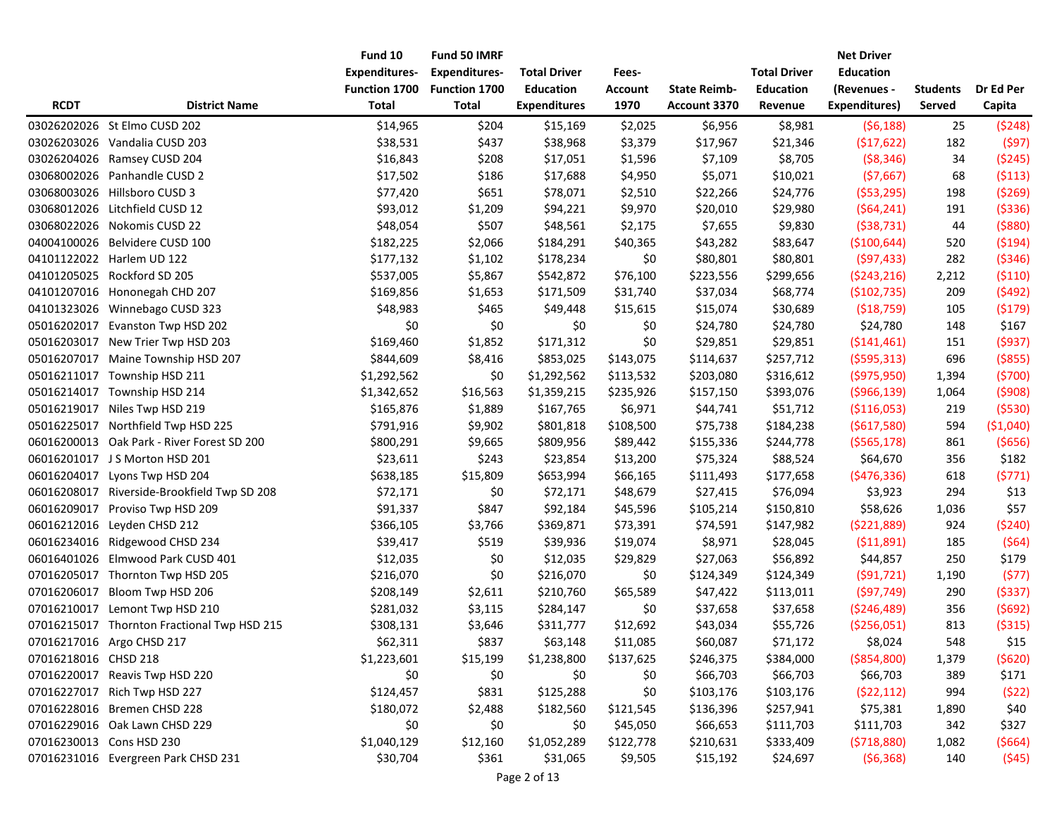| RCDT | District Name | Fund 10 Expenditures-Function 1700 Total | Fund 50 IMRF Expenditures-Function 1700 Total | Total Driver Education Expenditures | Fees-Account 1970 | State Reimb-Account 3370 | Total Driver Education Revenue | Net Driver Education (Revenues - Expenditures) | Students Served | Dr Ed Per Capita |
|---|---|---|---|---|---|---|---|---|---|---|
| 03026202026 | St Elmo CUSD 202 | $14,965 | $204 | $15,169 | $2,025 | $6,956 | $8,981 | ($6,188) | 25 | ($248) |
| 03026203026 | Vandalia CUSD 203 | $38,531 | $437 | $38,968 | $3,379 | $17,967 | $21,346 | ($17,622) | 182 | ($97) |
| 03026204026 | Ramsey CUSD 204 | $16,843 | $208 | $17,051 | $1,596 | $7,109 | $8,705 | ($8,346) | 34 | ($245) |
| 03068002026 | Panhandle CUSD 2 | $17,502 | $186 | $17,688 | $4,950 | $5,071 | $10,021 | ($7,667) | 68 | ($113) |
| 03068003026 | Hillsboro CUSD 3 | $77,420 | $651 | $78,071 | $2,510 | $22,266 | $24,776 | ($53,295) | 198 | ($269) |
| 03068012026 | Litchfield CUSD 12 | $93,012 | $1,209 | $94,221 | $9,970 | $20,010 | $29,980 | ($64,241) | 191 | ($336) |
| 03068022026 | Nokomis CUSD 22 | $48,054 | $507 | $48,561 | $2,175 | $7,655 | $9,830 | ($38,731) | 44 | ($880) |
| 04004100026 | Belvidere CUSD 100 | $182,225 | $2,066 | $184,291 | $40,365 | $43,282 | $83,647 | ($100,644) | 520 | ($194) |
| 04101122022 | Harlem UD 122 | $177,132 | $1,102 | $178,234 | $0 | $80,801 | $80,801 | ($97,433) | 282 | ($346) |
| 04101205025 | Rockford SD 205 | $537,005 | $5,867 | $542,872 | $76,100 | $223,556 | $299,656 | ($243,216) | 2,212 | ($110) |
| 04101207016 | Hononegah CHD 207 | $169,856 | $1,653 | $171,509 | $31,740 | $37,034 | $68,774 | ($102,735) | 209 | ($492) |
| 04101323026 | Winnebago CUSD 323 | $48,983 | $465 | $49,448 | $15,615 | $15,074 | $30,689 | ($18,759) | 105 | ($179) |
| 05016202017 | Evanston Twp HSD 202 | $0 | $0 | $0 | $0 | $24,780 | $24,780 | $24,780 | 148 | $167 |
| 05016203017 | New Trier Twp HSD 203 | $169,460 | $1,852 | $171,312 | $0 | $29,851 | $29,851 | ($141,461) | 151 | ($937) |
| 05016207017 | Maine Township HSD 207 | $844,609 | $8,416 | $853,025 | $143,075 | $114,637 | $257,712 | ($595,313) | 696 | ($855) |
| 05016211017 | Township HSD 211 | $1,292,562 | $0 | $1,292,562 | $113,532 | $203,080 | $316,612 | ($975,950) | 1,394 | ($700) |
| 05016214017 | Township HSD 214 | $1,342,652 | $16,563 | $1,359,215 | $235,926 | $157,150 | $393,076 | ($966,139) | 1,064 | ($908) |
| 05016219017 | Niles Twp HSD 219 | $165,876 | $1,889 | $167,765 | $6,971 | $44,741 | $51,712 | ($116,053) | 219 | ($530) |
| 05016225017 | Northfield Twp HSD 225 | $791,916 | $9,902 | $801,818 | $108,500 | $75,738 | $184,238 | ($617,580) | 594 | ($1,040) |
| 06016200013 | Oak Park - River Forest SD 200 | $800,291 | $9,665 | $809,956 | $89,442 | $155,336 | $244,778 | ($565,178) | 861 | ($656) |
| 06016201017 | J S Morton HSD 201 | $23,611 | $243 | $23,854 | $13,200 | $75,324 | $88,524 | $64,670 | 356 | $182 |
| 06016204017 | Lyons Twp HSD 204 | $638,185 | $15,809 | $653,994 | $66,165 | $111,493 | $177,658 | ($476,336) | 618 | ($771) |
| 06016208017 | Riverside-Brookfield Twp SD 208 | $72,171 | $0 | $72,171 | $48,679 | $27,415 | $76,094 | $3,923 | 294 | $13 |
| 06016209017 | Proviso Twp HSD 209 | $91,337 | $847 | $92,184 | $45,596 | $105,214 | $150,810 | $58,626 | 1,036 | $57 |
| 06016212016 | Leyden CHSD 212 | $366,105 | $3,766 | $369,871 | $73,391 | $74,591 | $147,982 | ($221,889) | 924 | ($240) |
| 06016234016 | Ridgewood CHSD 234 | $39,417 | $519 | $39,936 | $19,074 | $8,971 | $28,045 | ($11,891) | 185 | ($64) |
| 06016401026 | Elmwood Park CUSD 401 | $12,035 | $0 | $12,035 | $29,829 | $27,063 | $56,892 | $44,857 | 250 | $179 |
| 07016205017 | Thornton Twp HSD 205 | $216,070 | $0 | $216,070 | $0 | $124,349 | $124,349 | ($91,721) | 1,190 | ($77) |
| 07016206017 | Bloom Twp HSD 206 | $208,149 | $2,611 | $210,760 | $65,589 | $47,422 | $113,011 | ($97,749) | 290 | ($337) |
| 07016210017 | Lemont Twp HSD 210 | $281,032 | $3,115 | $284,147 | $0 | $37,658 | $37,658 | ($246,489) | 356 | ($692) |
| 07016215017 | Thornton Fractional Twp HSD 215 | $308,131 | $3,646 | $311,777 | $12,692 | $43,034 | $55,726 | ($256,051) | 813 | ($315) |
| 07016217016 | Argo CHSD 217 | $62,311 | $837 | $63,148 | $11,085 | $60,087 | $71,172 | $8,024 | 548 | $15 |
| 07016218016 | CHSD 218 | $1,223,601 | $15,199 | $1,238,800 | $137,625 | $246,375 | $384,000 | ($854,800) | 1,379 | ($620) |
| 07016220017 | Reavis Twp HSD 220 | $0 | $0 | $0 | $0 | $66,703 | $66,703 | $66,703 | 389 | $171 |
| 07016227017 | Rich Twp HSD 227 | $124,457 | $831 | $125,288 | $0 | $103,176 | $103,176 | ($22,112) | 994 | ($22) |
| 07016228016 | Bremen CHSD 228 | $180,072 | $2,488 | $182,560 | $121,545 | $136,396 | $257,941 | $75,381 | 1,890 | $40 |
| 07016229016 | Oak Lawn CHSD 229 | $0 | $0 | $0 | $45,050 | $66,653 | $111,703 | $111,703 | 342 | $327 |
| 07016230013 | Cons HSD 230 | $1,040,129 | $12,160 | $1,052,289 | $122,778 | $210,631 | $333,409 | ($718,880) | 1,082 | ($664) |
| 07016231016 | Evergreen Park CHSD 231 | $30,704 | $361 | $31,065 | $9,505 | $15,192 | $24,697 | ($6,368) | 140 | ($45) |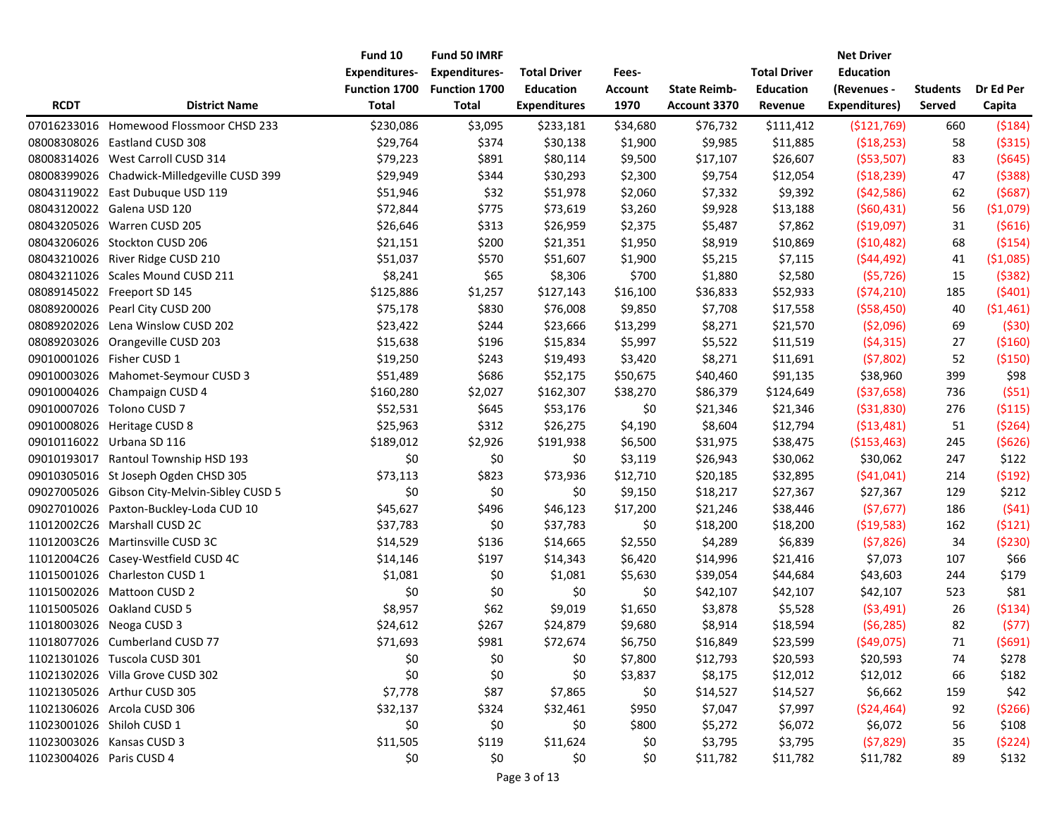| RCDT | District Name | Fund 10 Expenditures- Function 1700 Total | Fund 50 IMRF Expenditures- Function 1700 Total | Total Driver Education Expenditures | Fees- Account 1970 | State Reimb- Account 3370 | Total Driver Education Revenue | Net Driver Education (Revenues - Expenditures) | Students Served | Dr Ed Per Capita |
|---|---|---|---|---|---|---|---|---|---|---|
| 07016233016 | Homewood Flossmoor CHSD 233 | $230,086 | $3,095 | $233,181 | $34,680 | $76,732 | $111,412 | ($121,769) | 660 | ($184) |
| 08008308026 | Eastland CUSD 308 | $29,764 | $374 | $30,138 | $1,900 | $9,985 | $11,885 | ($18,253) | 58 | ($315) |
| 08008314026 | West Carroll CUSD 314 | $79,223 | $891 | $80,114 | $9,500 | $17,107 | $26,607 | ($53,507) | 83 | ($645) |
| 08008399026 | Chadwick-Milledgeville CUSD 399 | $29,949 | $344 | $30,293 | $2,300 | $9,754 | $12,054 | ($18,239) | 47 | ($388) |
| 08043119022 | East Dubuque USD 119 | $51,946 | $32 | $51,978 | $2,060 | $7,332 | $9,392 | ($42,586) | 62 | ($687) |
| 08043120022 | Galena USD 120 | $72,844 | $775 | $73,619 | $3,260 | $9,928 | $13,188 | ($60,431) | 56 | ($1,079) |
| 08043205026 | Warren CUSD 205 | $26,646 | $313 | $26,959 | $2,375 | $5,487 | $7,862 | ($19,097) | 31 | ($616) |
| 08043206026 | Stockton CUSD 206 | $21,151 | $200 | $21,351 | $1,950 | $8,919 | $10,869 | ($10,482) | 68 | ($154) |
| 08043210026 | River Ridge CUSD 210 | $51,037 | $570 | $51,607 | $1,900 | $5,215 | $7,115 | ($44,492) | 41 | ($1,085) |
| 08043211026 | Scales Mound CUSD 211 | $8,241 | $65 | $8,306 | $700 | $1,880 | $2,580 | ($5,726) | 15 | ($382) |
| 08089145022 | Freeport SD 145 | $125,886 | $1,257 | $127,143 | $16,100 | $36,833 | $52,933 | ($74,210) | 185 | ($401) |
| 08089200026 | Pearl City CUSD 200 | $75,178 | $830 | $76,008 | $9,850 | $7,708 | $17,558 | ($58,450) | 40 | ($1,461) |
| 08089202026 | Lena Winslow CUSD 202 | $23,422 | $244 | $23,666 | $13,299 | $8,271 | $21,570 | ($2,096) | 69 | ($30) |
| 08089203026 | Orangeville CUSD 203 | $15,638 | $196 | $15,834 | $5,997 | $5,522 | $11,519 | ($4,315) | 27 | ($160) |
| 09010001026 | Fisher CUSD 1 | $19,250 | $243 | $19,493 | $3,420 | $8,271 | $11,691 | ($7,802) | 52 | ($150) |
| 09010003026 | Mahomet-Seymour CUSD 3 | $51,489 | $686 | $52,175 | $50,675 | $40,460 | $91,135 | $38,960 | 399 | $98 |
| 09010004026 | Champaign CUSD 4 | $160,280 | $2,027 | $162,307 | $38,270 | $86,379 | $124,649 | ($37,658) | 736 | ($51) |
| 09010007026 | Tolono CUSD 7 | $52,531 | $645 | $53,176 | $0 | $21,346 | $21,346 | ($31,830) | 276 | ($115) |
| 09010008026 | Heritage CUSD 8 | $25,963 | $312 | $26,275 | $4,190 | $8,604 | $12,794 | ($13,481) | 51 | ($264) |
| 09010116022 | Urbana SD 116 | $189,012 | $2,926 | $191,938 | $6,500 | $31,975 | $38,475 | ($153,463) | 245 | ($626) |
| 09010193017 | Rantoul Township HSD 193 | $0 | $0 | $0 | $3,119 | $26,943 | $30,062 | $30,062 | 247 | $122 |
| 09010305016 | St Joseph Ogden CHSD 305 | $73,113 | $823 | $73,936 | $12,710 | $20,185 | $32,895 | ($41,041) | 214 | ($192) |
| 09027005026 | Gibson City-Melvin-Sibley CUSD 5 | $0 | $0 | $0 | $9,150 | $18,217 | $27,367 | $27,367 | 129 | $212 |
| 09027010026 | Paxton-Buckley-Loda CUD 10 | $45,627 | $496 | $46,123 | $17,200 | $21,246 | $38,446 | ($7,677) | 186 | ($41) |
| 11012002C26 | Marshall CUSD 2C | $37,783 | $0 | $37,783 | $0 | $18,200 | $18,200 | ($19,583) | 162 | ($121) |
| 11012003C26 | Martinsville CUSD 3C | $14,529 | $136 | $14,665 | $2,550 | $4,289 | $6,839 | ($7,826) | 34 | ($230) |
| 11012004C26 | Casey-Westfield CUSD 4C | $14,146 | $197 | $14,343 | $6,420 | $14,996 | $21,416 | $7,073 | 107 | $66 |
| 11015001026 | Charleston CUSD 1 | $1,081 | $0 | $1,081 | $5,630 | $39,054 | $44,684 | $43,603 | 244 | $179 |
| 11015002026 | Mattoon CUSD 2 | $0 | $0 | $0 | $0 | $42,107 | $42,107 | $42,107 | 523 | $81 |
| 11015005026 | Oakland CUSD 5 | $8,957 | $62 | $9,019 | $1,650 | $3,878 | $5,528 | ($3,491) | 26 | ($134) |
| 11018003026 | Neoga CUSD 3 | $24,612 | $267 | $24,879 | $9,680 | $8,914 | $18,594 | ($6,285) | 82 | ($77) |
| 11018077026 | Cumberland CUSD 77 | $71,693 | $981 | $72,674 | $6,750 | $16,849 | $23,599 | ($49,075) | 71 | ($691) |
| 11021301026 | Tuscola CUSD 301 | $0 | $0 | $0 | $7,800 | $12,793 | $20,593 | $20,593 | 74 | $278 |
| 11021302026 | Villa Grove CUSD 302 | $0 | $0 | $0 | $3,837 | $8,175 | $12,012 | $12,012 | 66 | $182 |
| 11021305026 | Arthur CUSD 305 | $7,778 | $87 | $7,865 | $0 | $14,527 | $14,527 | $6,662 | 159 | $42 |
| 11021306026 | Arcola CUSD 306 | $32,137 | $324 | $32,461 | $950 | $7,047 | $7,997 | ($24,464) | 92 | ($266) |
| 11023001026 | Shiloh CUSD 1 | $0 | $0 | $0 | $800 | $5,272 | $6,072 | $6,072 | 56 | $108 |
| 11023003026 | Kansas CUSD 3 | $11,505 | $119 | $11,624 | $0 | $3,795 | $3,795 | ($7,829) | 35 | ($224) |
| 11023004026 | Paris CUSD 4 | $0 | $0 | $0 | $0 | $11,782 | $11,782 | $11,782 | 89 | $132 |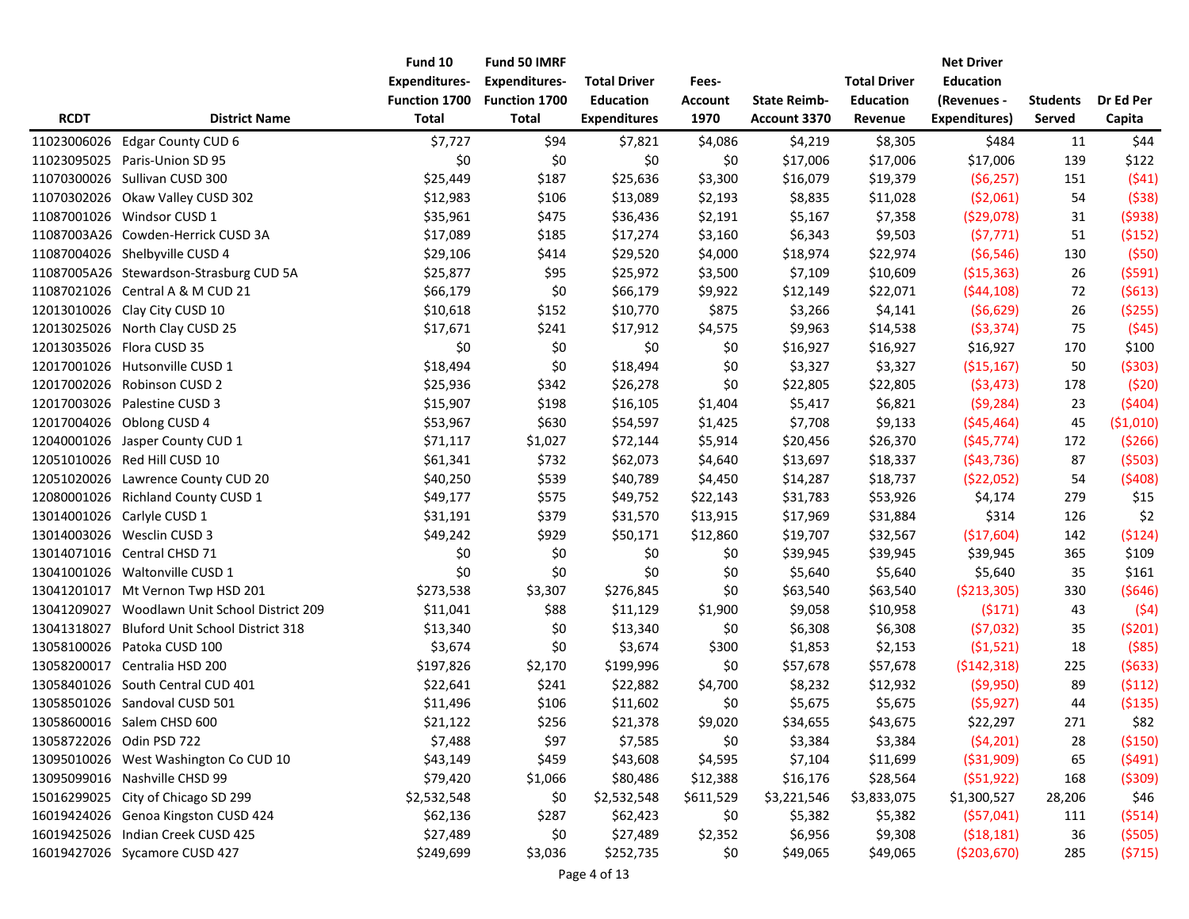| RCDT | District Name | Fund 10 Expenditures- Function 1700 Total | Fund 50 IMRF Expenditures- Function 1700 Total | Total Driver Education Expenditures | Fees- Account 1970 | State Reimb- Account 3370 | Total Driver Education Revenue | Net Driver Education (Revenues - Expenditures) | Students Served | Dr Ed Per Capita |
|---|---|---|---|---|---|---|---|---|---|---|
| 11023006026 | Edgar County CUD 6 | $7,727 | $94 | $7,821 | $4,086 | $4,219 | $8,305 | $484 | 11 | $44 |
| 11023095025 | Paris-Union SD 95 | $0 | $0 | $0 | $0 | $17,006 | $17,006 | $17,006 | 139 | $122 |
| 11070300026 | Sullivan CUSD 300 | $25,449 | $187 | $25,636 | $3,300 | $16,079 | $19,379 | ($6,257) | 151 | ($41) |
| 11070302026 | Okaw Valley CUSD 302 | $12,983 | $106 | $13,089 | $2,193 | $8,835 | $11,028 | ($2,061) | 54 | ($38) |
| 11087001026 | Windsor CUSD 1 | $35,961 | $475 | $36,436 | $2,191 | $5,167 | $7,358 | ($29,078) | 31 | ($938) |
| 11087003A26 | Cowden-Herrick CUSD 3A | $17,089 | $185 | $17,274 | $3,160 | $6,343 | $9,503 | ($7,771) | 51 | ($152) |
| 11087004026 | Shelbyville CUSD 4 | $29,106 | $414 | $29,520 | $4,000 | $18,974 | $22,974 | ($6,546) | 130 | ($50) |
| 11087005A26 | Stewardson-Strasburg CUD 5A | $25,877 | $95 | $25,972 | $3,500 | $7,109 | $10,609 | ($15,363) | 26 | ($591) |
| 11087021026 | Central A & M CUD 21 | $66,179 | $0 | $66,179 | $9,922 | $12,149 | $22,071 | ($44,108) | 72 | ($613) |
| 12013010026 | Clay City CUSD 10 | $10,618 | $152 | $10,770 | $875 | $3,266 | $4,141 | ($6,629) | 26 | ($255) |
| 12013025026 | North Clay CUSD 25 | $17,671 | $241 | $17,912 | $4,575 | $9,963 | $14,538 | ($3,374) | 75 | ($45) |
| 12013035026 | Flora CUSD 35 | $0 | $0 | $0 | $0 | $16,927 | $16,927 | $16,927 | 170 | $100 |
| 12017001026 | Hutsonville CUSD 1 | $18,494 | $0 | $18,494 | $0 | $3,327 | $3,327 | ($15,167) | 50 | ($303) |
| 12017002026 | Robinson CUSD 2 | $25,936 | $342 | $26,278 | $0 | $22,805 | $22,805 | ($3,473) | 178 | ($20) |
| 12017003026 | Palestine CUSD 3 | $15,907 | $198 | $16,105 | $1,404 | $5,417 | $6,821 | ($9,284) | 23 | ($404) |
| 12017004026 | Oblong CUSD 4 | $53,967 | $630 | $54,597 | $1,425 | $7,708 | $9,133 | ($45,464) | 45 | ($1,010) |
| 12040001026 | Jasper County CUD 1 | $71,117 | $1,027 | $72,144 | $5,914 | $20,456 | $26,370 | ($45,774) | 172 | ($266) |
| 12051010026 | Red Hill CUSD 10 | $61,341 | $732 | $62,073 | $4,640 | $13,697 | $18,337 | ($43,736) | 87 | ($503) |
| 12051020026 | Lawrence County CUD 20 | $40,250 | $539 | $40,789 | $4,450 | $14,287 | $18,737 | ($22,052) | 54 | ($408) |
| 12080001026 | Richland County CUSD 1 | $49,177 | $575 | $49,752 | $22,143 | $31,783 | $53,926 | $4,174 | 279 | $15 |
| 13014001026 | Carlyle CUSD 1 | $31,191 | $379 | $31,570 | $13,915 | $17,969 | $31,884 | $314 | 126 | $2 |
| 13014003026 | Wesclin CUSD 3 | $49,242 | $929 | $50,171 | $12,860 | $19,707 | $32,567 | ($17,604) | 142 | ($124) |
| 13014071016 | Central CHSD 71 | $0 | $0 | $0 | $0 | $39,945 | $39,945 | $39,945 | 365 | $109 |
| 13041001026 | Waltonville CUSD 1 | $0 | $0 | $0 | $0 | $5,640 | $5,640 | $5,640 | 35 | $161 |
| 13041201017 | Mt Vernon Twp HSD 201 | $273,538 | $3,307 | $276,845 | $0 | $63,540 | $63,540 | ($213,305) | 330 | ($646) |
| 13041209027 | Woodlawn Unit School District 209 | $11,041 | $88 | $11,129 | $1,900 | $9,058 | $10,958 | ($171) | 43 | ($4) |
| 13041318027 | Bluford Unit School District 318 | $13,340 | $0 | $13,340 | $0 | $6,308 | $6,308 | ($7,032) | 35 | ($201) |
| 13058100026 | Patoka CUSD 100 | $3,674 | $0 | $3,674 | $300 | $1,853 | $2,153 | ($1,521) | 18 | ($85) |
| 13058200017 | Centralia HSD 200 | $197,826 | $2,170 | $199,996 | $0 | $57,678 | $57,678 | ($142,318) | 225 | ($633) |
| 13058401026 | South Central CUD 401 | $22,641 | $241 | $22,882 | $4,700 | $8,232 | $12,932 | ($9,950) | 89 | ($112) |
| 13058501026 | Sandoval CUSD 501 | $11,496 | $106 | $11,602 | $0 | $5,675 | $5,675 | ($5,927) | 44 | ($135) |
| 13058600016 | Salem CHSD 600 | $21,122 | $256 | $21,378 | $9,020 | $34,655 | $43,675 | $22,297 | 271 | $82 |
| 13058722026 | Odin PSD 722 | $7,488 | $97 | $7,585 | $0 | $3,384 | $3,384 | ($4,201) | 28 | ($150) |
| 13095010026 | West Washington Co CUD 10 | $43,149 | $459 | $43,608 | $4,595 | $7,104 | $11,699 | ($31,909) | 65 | ($491) |
| 13095099016 | Nashville CHSD 99 | $79,420 | $1,066 | $80,486 | $12,388 | $16,176 | $28,564 | ($51,922) | 168 | ($309) |
| 15016299025 | City of Chicago SD 299 | $2,532,548 | $0 | $2,532,548 | $611,529 | $3,221,546 | $3,833,075 | $1,300,527 | 28,206 | $46 |
| 16019424026 | Genoa Kingston CUSD 424 | $62,136 | $287 | $62,423 | $0 | $5,382 | $5,382 | ($57,041) | 111 | ($514) |
| 16019425026 | Indian Creek CUSD 425 | $27,489 | $0 | $27,489 | $2,352 | $6,956 | $9,308 | ($18,181) | 36 | ($505) |
| 16019427026 | Sycamore CUSD 427 | $249,699 | $3,036 | $252,735 | $0 | $49,065 | $49,065 | ($203,670) | 285 | ($715) |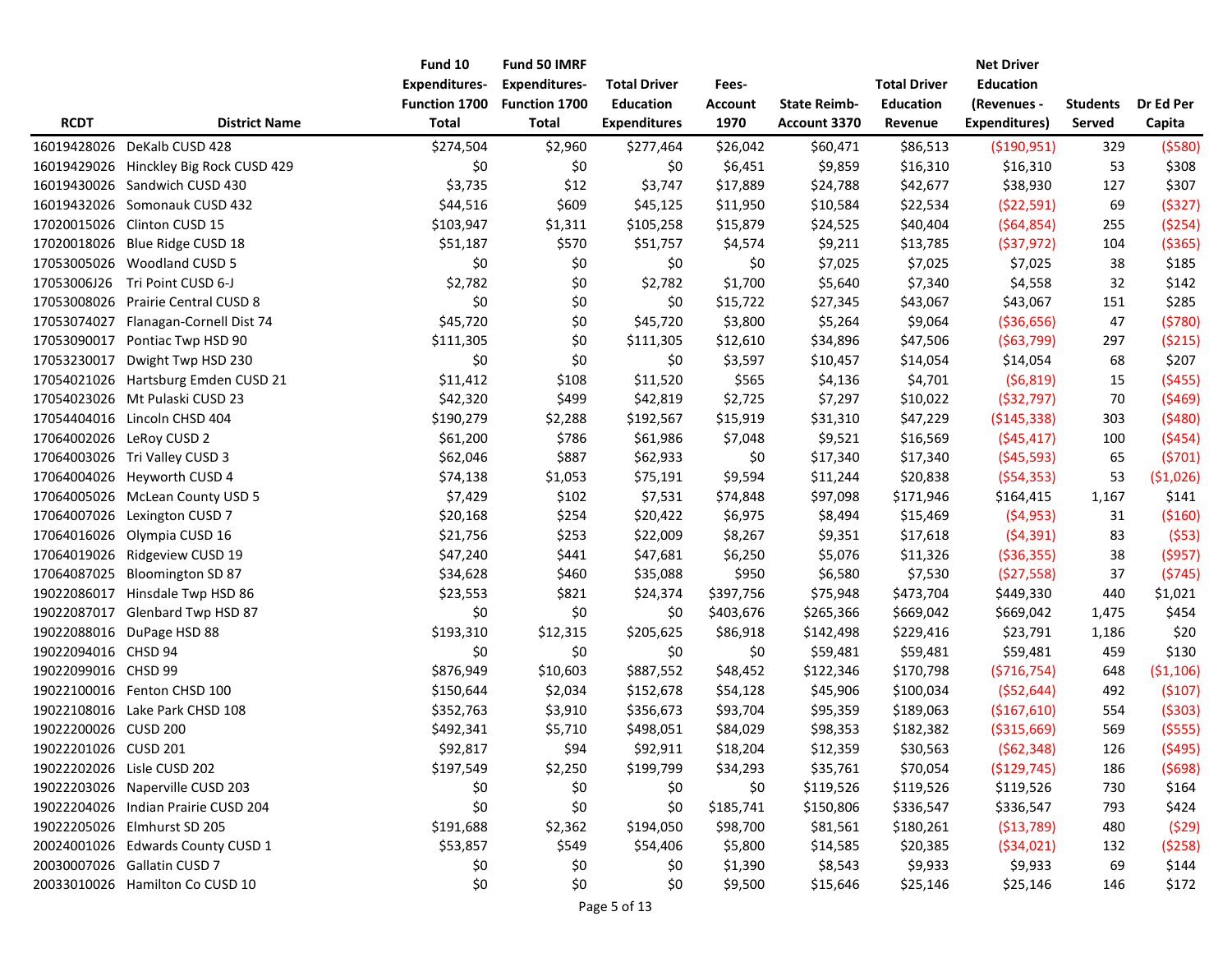| RCDT | District Name | Fund 10 Expenditures-Function 1700 Total | Fund 50 IMRF Expenditures-Function 1700 Total | Total Driver Education Expenditures | Fees-Account 1970 | State Reimb-Account 3370 | Total Driver Education Revenue | Net Driver Education (Revenues - Expenditures) | Students Served | Dr Ed Per Capita |
|---|---|---|---|---|---|---|---|---|---|---|
| 16019428026 | DeKalb CUSD 428 | $274,504 | $2,960 | $277,464 | $26,042 | $60,471 | $86,513 | ($190,951) | 329 | ($580) |
| 16019429026 | Hinckley Big Rock CUSD 429 | $0 | $0 | $0 | $6,451 | $9,859 | $16,310 | $16,310 | 53 | $308 |
| 16019430026 | Sandwich CUSD 430 | $3,735 | $12 | $3,747 | $17,889 | $24,788 | $42,677 | $38,930 | 127 | $307 |
| 16019432026 | Somonauk CUSD 432 | $44,516 | $609 | $45,125 | $11,950 | $10,584 | $22,534 | ($22,591) | 69 | ($327) |
| 17020015026 | Clinton CUSD 15 | $103,947 | $1,311 | $105,258 | $15,879 | $24,525 | $40,404 | ($64,854) | 255 | ($254) |
| 17020018026 | Blue Ridge CUSD 18 | $51,187 | $570 | $51,757 | $4,574 | $9,211 | $13,785 | ($37,972) | 104 | ($365) |
| 17053005026 | Woodland CUSD 5 | $0 | $0 | $0 | $0 | $7,025 | $7,025 | $7,025 | 38 | $185 |
| 17053006J26 | Tri Point CUSD 6-J | $2,782 | $0 | $2,782 | $1,700 | $5,640 | $7,340 | $4,558 | 32 | $142 |
| 17053008026 | Prairie Central CUSD 8 | $0 | $0 | $0 | $15,722 | $27,345 | $43,067 | $43,067 | 151 | $285 |
| 17053074027 | Flanagan-Cornell Dist 74 | $45,720 | $0 | $45,720 | $3,800 | $5,264 | $9,064 | ($36,656) | 47 | ($780) |
| 17053090017 | Pontiac Twp HSD 90 | $111,305 | $0 | $111,305 | $12,610 | $34,896 | $47,506 | ($63,799) | 297 | ($215) |
| 17053230017 | Dwight Twp HSD 230 | $0 | $0 | $0 | $3,597 | $10,457 | $14,054 | $14,054 | 68 | $207 |
| 17054021026 | Hartsburg Emden CUSD 21 | $11,412 | $108 | $11,520 | $565 | $4,136 | $4,701 | ($6,819) | 15 | ($455) |
| 17054023026 | Mt Pulaski CUSD 23 | $42,320 | $499 | $42,819 | $2,725 | $7,297 | $10,022 | ($32,797) | 70 | ($469) |
| 17054404016 | Lincoln CHSD 404 | $190,279 | $2,288 | $192,567 | $15,919 | $31,310 | $47,229 | ($145,338) | 303 | ($480) |
| 17064002026 | LeRoy CUSD 2 | $61,200 | $786 | $61,986 | $7,048 | $9,521 | $16,569 | ($45,417) | 100 | ($454) |
| 17064003026 | Tri Valley CUSD 3 | $62,046 | $887 | $62,933 | $0 | $17,340 | $17,340 | ($45,593) | 65 | ($701) |
| 17064004026 | Heyworth CUSD 4 | $74,138 | $1,053 | $75,191 | $9,594 | $11,244 | $20,838 | ($54,353) | 53 | ($1,026) |
| 17064005026 | McLean County USD 5 | $7,429 | $102 | $7,531 | $74,848 | $97,098 | $171,946 | $164,415 | 1,167 | $141 |
| 17064007026 | Lexington CUSD 7 | $20,168 | $254 | $20,422 | $6,975 | $8,494 | $15,469 | ($4,953) | 31 | ($160) |
| 17064016026 | Olympia CUSD 16 | $21,756 | $253 | $22,009 | $8,267 | $9,351 | $17,618 | ($4,391) | 83 | ($53) |
| 17064019026 | Ridgeview CUSD 19 | $47,240 | $441 | $47,681 | $6,250 | $5,076 | $11,326 | ($36,355) | 38 | ($957) |
| 17064087025 | Bloomington SD 87 | $34,628 | $460 | $35,088 | $950 | $6,580 | $7,530 | ($27,558) | 37 | ($745) |
| 19022086017 | Hinsdale Twp HSD 86 | $23,553 | $821 | $24,374 | $397,756 | $75,948 | $473,704 | $449,330 | 440 | $1,021 |
| 19022087017 | Glenbard Twp HSD 87 | $0 | $0 | $0 | $403,676 | $265,366 | $669,042 | $669,042 | 1,475 | $454 |
| 19022088016 | DuPage HSD 88 | $193,310 | $12,315 | $205,625 | $86,918 | $142,498 | $229,416 | $23,791 | 1,186 | $20 |
| 19022094016 | CHSD 94 | $0 | $0 | $0 | $0 | $59,481 | $59,481 | $59,481 | 459 | $130 |
| 19022099016 | CHSD 99 | $876,949 | $10,603 | $887,552 | $48,452 | $122,346 | $170,798 | ($716,754) | 648 | ($1,106) |
| 19022100016 | Fenton CHSD 100 | $150,644 | $2,034 | $152,678 | $54,128 | $45,906 | $100,034 | ($52,644) | 492 | ($107) |
| 19022108016 | Lake Park CHSD 108 | $352,763 | $3,910 | $356,673 | $93,704 | $95,359 | $189,063 | ($167,610) | 554 | ($303) |
| 19022200026 | CUSD 200 | $492,341 | $5,710 | $498,051 | $84,029 | $98,353 | $182,382 | ($315,669) | 569 | ($555) |
| 19022201026 | CUSD 201 | $92,817 | $94 | $92,911 | $18,204 | $12,359 | $30,563 | ($62,348) | 126 | ($495) |
| 19022202026 | Lisle CUSD 202 | $197,549 | $2,250 | $199,799 | $34,293 | $35,761 | $70,054 | ($129,745) | 186 | ($698) |
| 19022203026 | Naperville CUSD 203 | $0 | $0 | $0 | $0 | $119,526 | $119,526 | $119,526 | 730 | $164 |
| 19022204026 | Indian Prairie CUSD 204 | $0 | $0 | $0 | $185,741 | $150,806 | $336,547 | $336,547 | 793 | $424 |
| 19022205026 | Elmhurst SD 205 | $191,688 | $2,362 | $194,050 | $98,700 | $81,561 | $180,261 | ($13,789) | 480 | ($29) |
| 20024001026 | Edwards County CUSD 1 | $53,857 | $549 | $54,406 | $5,800 | $14,585 | $20,385 | ($34,021) | 132 | ($258) |
| 20030007026 | Gallatin CUSD 7 | $0 | $0 | $0 | $1,390 | $8,543 | $9,933 | $9,933 | 69 | $144 |
| 20033010026 | Hamilton Co CUSD 10 | $0 | $0 | $0 | $9,500 | $15,646 | $25,146 | $25,146 | 146 | $172 |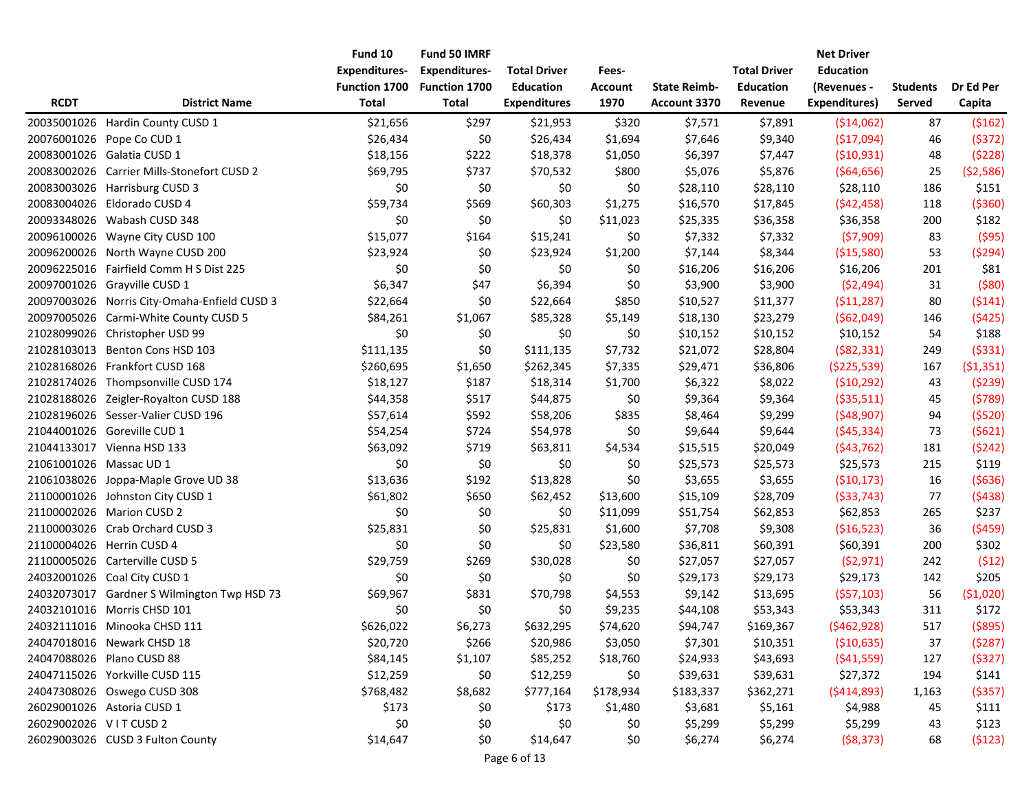| RCDT | District Name | Fund 10 Expenditures- Function 1700 Total | Fund 50 IMRF Expenditures- Function 1700 Total | Total Driver Education Expenditures | Fees- Account 1970 | State Reimb- Account 3370 | Total Driver Education Revenue | Net Driver Education (Revenues - Expenditures) | Students Served | Dr Ed Per Capita |
|---|---|---|---|---|---|---|---|---|---|---|
| 20035001026 | Hardin County CUSD 1 | $21,656 | $297 | $21,953 | $320 | $7,571 | $7,891 | ($14,062) | 87 | ($162) |
| 20076001026 | Pope Co CUD 1 | $26,434 | $0 | $26,434 | $1,694 | $7,646 | $9,340 | ($17,094) | 46 | ($372) |
| 20083001026 | Galatia CUSD 1 | $18,156 | $222 | $18,378 | $1,050 | $6,397 | $7,447 | ($10,931) | 48 | ($228) |
| 20083002026 | Carrier Mills-Stonefort CUSD 2 | $69,795 | $737 | $70,532 | $800 | $5,076 | $5,876 | ($64,656) | 25 | ($2,586) |
| 20083003026 | Harrisburg CUSD 3 | $0 | $0 | $0 | $0 | $28,110 | $28,110 | $28,110 | 186 | $151 |
| 20083004026 | Eldorado CUSD 4 | $59,734 | $569 | $60,303 | $1,275 | $16,570 | $17,845 | ($42,458) | 118 | ($360) |
| 20093348026 | Wabash CUSD 348 | $0 | $0 | $0 | $11,023 | $25,335 | $36,358 | $36,358 | 200 | $182 |
| 20096100026 | Wayne City CUSD 100 | $15,077 | $164 | $15,241 | $0 | $7,332 | $7,332 | ($7,909) | 83 | ($95) |
| 20096200026 | North Wayne CUSD 200 | $23,924 | $0 | $23,924 | $1,200 | $7,144 | $8,344 | ($15,580) | 53 | ($294) |
| 20096225016 | Fairfield Comm H S Dist 225 | $0 | $0 | $0 | $0 | $16,206 | $16,206 | $16,206 | 201 | $81 |
| 20097001026 | Grayville CUSD 1 | $6,347 | $47 | $6,394 | $0 | $3,900 | $3,900 | ($2,494) | 31 | ($80) |
| 20097003026 | Norris City-Omaha-Enfield CUSD 3 | $22,664 | $0 | $22,664 | $850 | $10,527 | $11,377 | ($11,287) | 80 | ($141) |
| 20097005026 | Carmi-White County CUSD 5 | $84,261 | $1,067 | $85,328 | $5,149 | $18,130 | $23,279 | ($62,049) | 146 | ($425) |
| 21028099026 | Christopher USD 99 | $0 | $0 | $0 | $0 | $10,152 | $10,152 | $10,152 | 54 | $188 |
| 21028103013 | Benton Cons HSD 103 | $111,135 | $0 | $111,135 | $7,732 | $21,072 | $28,804 | ($82,331) | 249 | ($331) |
| 21028168026 | Frankfort CUSD 168 | $260,695 | $1,650 | $262,345 | $7,335 | $29,471 | $36,806 | ($225,539) | 167 | ($1,351) |
| 21028174026 | Thompsonville CUSD 174 | $18,127 | $187 | $18,314 | $1,700 | $6,322 | $8,022 | ($10,292) | 43 | ($239) |
| 21028188026 | Zeigler-Royalton CUSD 188 | $44,358 | $517 | $44,875 | $0 | $9,364 | $9,364 | ($35,511) | 45 | ($789) |
| 21028196026 | Sesser-Valier CUSD 196 | $57,614 | $592 | $58,206 | $835 | $8,464 | $9,299 | ($48,907) | 94 | ($520) |
| 21044001026 | Goreville CUD 1 | $54,254 | $724 | $54,978 | $0 | $9,644 | $9,644 | ($45,334) | 73 | ($621) |
| 21044133017 | Vienna HSD 133 | $63,092 | $719 | $63,811 | $4,534 | $15,515 | $20,049 | ($43,762) | 181 | ($242) |
| 21061001026 | Massac UD 1 | $0 | $0 | $0 | $0 | $25,573 | $25,573 | $25,573 | 215 | $119 |
| 21061038026 | Joppa-Maple Grove UD 38 | $13,636 | $192 | $13,828 | $0 | $3,655 | $3,655 | ($10,173) | 16 | ($636) |
| 21100001026 | Johnston City CUSD 1 | $61,802 | $650 | $62,452 | $13,600 | $15,109 | $28,709 | ($33,743) | 77 | ($438) |
| 21100002026 | Marion CUSD 2 | $0 | $0 | $0 | $11,099 | $51,754 | $62,853 | $62,853 | 265 | $237 |
| 21100003026 | Crab Orchard CUSD 3 | $25,831 | $0 | $25,831 | $1,600 | $7,708 | $9,308 | ($16,523) | 36 | ($459) |
| 21100004026 | Herrin CUSD 4 | $0 | $0 | $0 | $23,580 | $36,811 | $60,391 | $60,391 | 200 | $302 |
| 21100005026 | Carterville CUSD 5 | $29,759 | $269 | $30,028 | $0 | $27,057 | $27,057 | ($2,971) | 242 | ($12) |
| 24032001026 | Coal City CUSD 1 | $0 | $0 | $0 | $0 | $29,173 | $29,173 | $29,173 | 142 | $205 |
| 24032073017 | Gardner S Wilmington Twp HSD 73 | $69,967 | $831 | $70,798 | $4,553 | $9,142 | $13,695 | ($57,103) | 56 | ($1,020) |
| 24032101016 | Morris CHSD 101 | $0 | $0 | $0 | $9,235 | $44,108 | $53,343 | $53,343 | 311 | $172 |
| 24032111016 | Minooka CHSD 111 | $626,022 | $6,273 | $632,295 | $74,620 | $94,747 | $169,367 | ($462,928) | 517 | ($895) |
| 24047018016 | Newark CHSD 18 | $20,720 | $266 | $20,986 | $3,050 | $7,301 | $10,351 | ($10,635) | 37 | ($287) |
| 24047088026 | Plano CUSD 88 | $84,145 | $1,107 | $85,252 | $18,760 | $24,933 | $43,693 | ($41,559) | 127 | ($327) |
| 24047115026 | Yorkville CUSD 115 | $12,259 | $0 | $12,259 | $0 | $39,631 | $39,631 | $27,372 | 194 | $141 |
| 24047308026 | Oswego CUSD 308 | $768,482 | $8,682 | $777,164 | $178,934 | $183,337 | $362,271 | ($414,893) | 1,163 | ($357) |
| 26029001026 | Astoria CUSD 1 | $173 | $0 | $173 | $1,480 | $3,681 | $5,161 | $4,988 | 45 | $111 |
| 26029002026 | V I T CUSD 2 | $0 | $0 | $0 | $0 | $5,299 | $5,299 | $5,299 | 43 | $123 |
| 26029003026 | CUSD 3 Fulton County | $14,647 | $0 | $14,647 | $0 | $6,274 | $6,274 | ($8,373) | 68 | ($123) |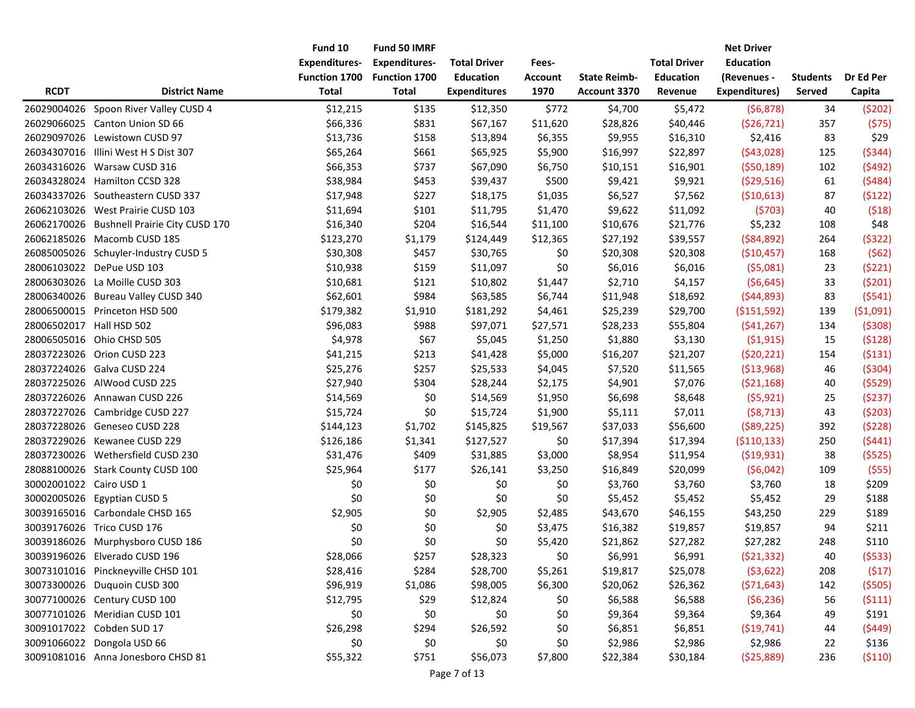| RCDT | District Name | Fund 10 Expenditures- Function 1700 Total | Fund 50 IMRF Expenditures- Function 1700 Total | Total Driver Education Expenditures | Fees- Account 1970 | State Reimb- Account 3370 | Total Driver Education Revenue | Net Driver Education (Revenues - Expenditures) | Students Served | Dr Ed Per Capita |
|---|---|---|---|---|---|---|---|---|---|---|
| 26029004026 | Spoon River Valley CUSD 4 | $12,215 | $135 | $12,350 | $772 | $4,700 | $5,472 | ($6,878) | 34 | ($202) |
| 26029066025 | Canton Union SD 66 | $66,336 | $831 | $67,167 | $11,620 | $28,826 | $40,446 | ($26,721) | 357 | ($75) |
| 26029097026 | Lewistown CUSD 97 | $13,736 | $158 | $13,894 | $6,355 | $9,955 | $16,310 | $2,416 | 83 | $29 |
| 26034307016 | Illini West H S Dist 307 | $65,264 | $661 | $65,925 | $5,900 | $16,997 | $22,897 | ($43,028) | 125 | ($344) |
| 26034316026 | Warsaw CUSD 316 | $66,353 | $737 | $67,090 | $6,750 | $10,151 | $16,901 | ($50,189) | 102 | ($492) |
| 26034328024 | Hamilton CCSD 328 | $38,984 | $453 | $39,437 | $500 | $9,421 | $9,921 | ($29,516) | 61 | ($484) |
| 26034337026 | Southeastern CUSD 337 | $17,948 | $227 | $18,175 | $1,035 | $6,527 | $7,562 | ($10,613) | 87 | ($122) |
| 26062103026 | West Prairie CUSD 103 | $11,694 | $101 | $11,795 | $1,470 | $9,622 | $11,092 | ($703) | 40 | ($18) |
| 26062170026 | Bushnell Prairie City CUSD 170 | $16,340 | $204 | $16,544 | $11,100 | $10,676 | $21,776 | $5,232 | 108 | $48 |
| 26062185026 | Macomb CUSD 185 | $123,270 | $1,179 | $124,449 | $12,365 | $27,192 | $39,557 | ($84,892) | 264 | ($322) |
| 26085005026 | Schuyler-Industry CUSD 5 | $30,308 | $457 | $30,765 | $0 | $20,308 | $20,308 | ($10,457) | 168 | ($62) |
| 28006103022 | DePue USD 103 | $10,938 | $159 | $11,097 | $0 | $6,016 | $6,016 | ($5,081) | 23 | ($221) |
| 28006303026 | La Moille CUSD 303 | $10,681 | $121 | $10,802 | $1,447 | $2,710 | $4,157 | ($6,645) | 33 | ($201) |
| 28006340026 | Bureau Valley CUSD 340 | $62,601 | $984 | $63,585 | $6,744 | $11,948 | $18,692 | ($44,893) | 83 | ($541) |
| 28006500015 | Princeton HSD 500 | $179,382 | $1,910 | $181,292 | $4,461 | $25,239 | $29,700 | ($151,592) | 139 | ($1,091) |
| 28006502017 | Hall HSD 502 | $96,083 | $988 | $97,071 | $27,571 | $28,233 | $55,804 | ($41,267) | 134 | ($308) |
| 28006505016 | Ohio CHSD 505 | $4,978 | $67 | $5,045 | $1,250 | $1,880 | $3,130 | ($1,915) | 15 | ($128) |
| 28037223026 | Orion CUSD 223 | $41,215 | $213 | $41,428 | $5,000 | $16,207 | $21,207 | ($20,221) | 154 | ($131) |
| 28037224026 | Galva CUSD 224 | $25,276 | $257 | $25,533 | $4,045 | $7,520 | $11,565 | ($13,968) | 46 | ($304) |
| 28037225026 | AlWood CUSD 225 | $27,940 | $304 | $28,244 | $2,175 | $4,901 | $7,076 | ($21,168) | 40 | ($529) |
| 28037226026 | Annawan CUSD 226 | $14,569 | $0 | $14,569 | $1,950 | $6,698 | $8,648 | ($5,921) | 25 | ($237) |
| 28037227026 | Cambridge CUSD 227 | $15,724 | $0 | $15,724 | $1,900 | $5,111 | $7,011 | ($8,713) | 43 | ($203) |
| 28037228026 | Geneseo CUSD 228 | $144,123 | $1,702 | $145,825 | $19,567 | $37,033 | $56,600 | ($89,225) | 392 | ($228) |
| 28037229026 | Kewanee CUSD 229 | $126,186 | $1,341 | $127,527 | $0 | $17,394 | $17,394 | ($110,133) | 250 | ($441) |
| 28037230026 | Wethersfield CUSD 230 | $31,476 | $409 | $31,885 | $3,000 | $8,954 | $11,954 | ($19,931) | 38 | ($525) |
| 28088100026 | Stark County CUSD 100 | $25,964 | $177 | $26,141 | $3,250 | $16,849 | $20,099 | ($6,042) | 109 | ($55) |
| 30002001022 | Cairo USD 1 | $0 | $0 | $0 | $0 | $3,760 | $3,760 | $3,760 | 18 | $209 |
| 30002005026 | Egyptian CUSD 5 | $0 | $0 | $0 | $0 | $5,452 | $5,452 | $5,452 | 29 | $188 |
| 30039165016 | Carbondale CHSD 165 | $2,905 | $0 | $2,905 | $2,485 | $43,670 | $46,155 | $43,250 | 229 | $189 |
| 30039176026 | Trico CUSD 176 | $0 | $0 | $0 | $3,475 | $16,382 | $19,857 | $19,857 | 94 | $211 |
| 30039186026 | Murphysboro CUSD 186 | $0 | $0 | $0 | $5,420 | $21,862 | $27,282 | $27,282 | 248 | $110 |
| 30039196026 | Elverado CUSD 196 | $28,066 | $257 | $28,323 | $0 | $6,991 | $6,991 | ($21,332) | 40 | ($533) |
| 30073101016 | Pinckneyville CHSD 101 | $28,416 | $284 | $28,700 | $5,261 | $19,817 | $25,078 | ($3,622) | 208 | ($17) |
| 30073300026 | Duquoin CUSD 300 | $96,919 | $1,086 | $98,005 | $6,300 | $20,062 | $26,362 | ($71,643) | 142 | ($505) |
| 30077100026 | Century CUSD 100 | $12,795 | $29 | $12,824 | $0 | $6,588 | $6,588 | ($6,236) | 56 | ($111) |
| 30077101026 | Meridian CUSD 101 | $0 | $0 | $0 | $0 | $9,364 | $9,364 | $9,364 | 49 | $191 |
| 30091017022 | Cobden SUD 17 | $26,298 | $294 | $26,592 | $0 | $6,851 | $6,851 | ($19,741) | 44 | ($449) |
| 30091066022 | Dongola USD 66 | $0 | $0 | $0 | $0 | $2,986 | $2,986 | $2,986 | 22 | $136 |
| 30091081016 | Anna Jonesboro CHSD 81 | $55,322 | $751 | $56,073 | $7,800 | $22,384 | $30,184 | ($25,889) | 236 | ($110) |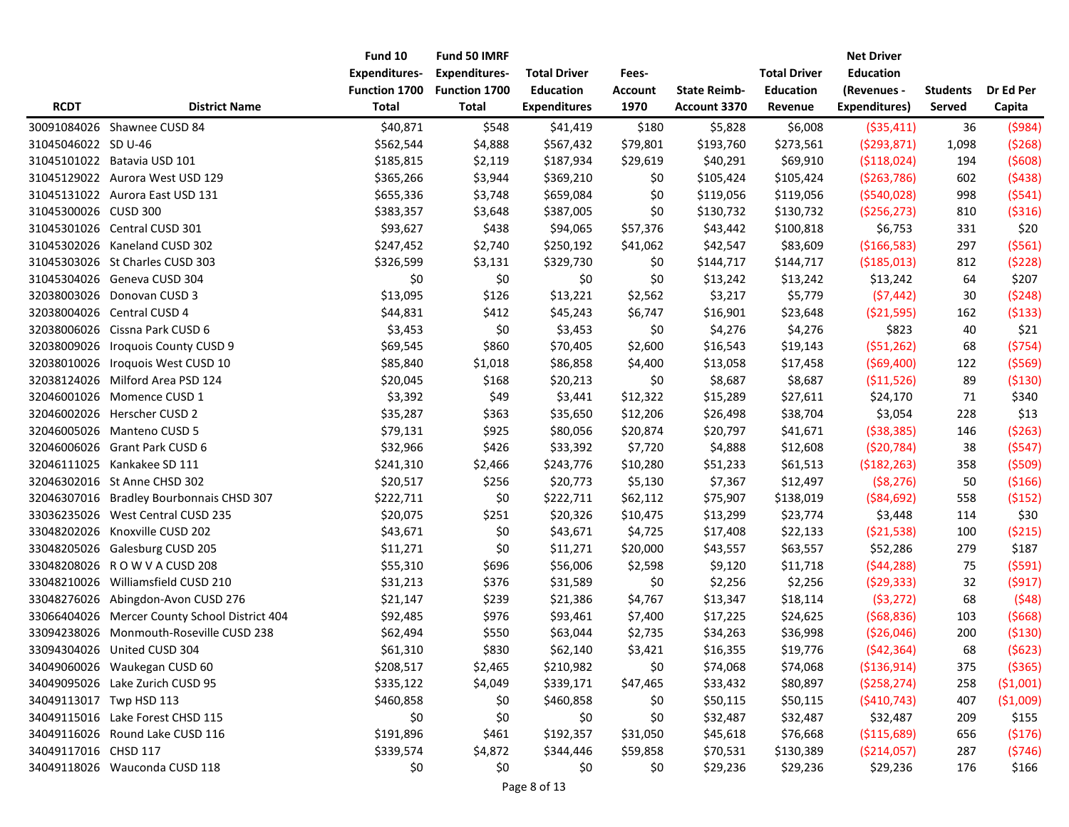| RCDT | District Name | Fund 10 Expenditures-Function 1700 Total | Fund 50 IMRF Expenditures-Function 1700 Total | Total Driver Education Expenditures | Fees-Account 1970 | State Reimb-Account 3370 | Total Driver Education Revenue | Net Driver Education (Revenues - Expenditures) | Students Served | Dr Ed Per Capita |
|---|---|---|---|---|---|---|---|---|---|---|
| 30091084026 | Shawnee CUSD 84 | $40,871 | $548 | $41,419 | $180 | $5,828 | $6,008 | ($35,411) | 36 | ($984) |
| 31045046022 | SD U-46 | $562,544 | $4,888 | $567,432 | $79,801 | $193,760 | $273,561 | ($293,871) | 1,098 | ($268) |
| 31045101022 | Batavia USD 101 | $185,815 | $2,119 | $187,934 | $29,619 | $40,291 | $69,910 | ($118,024) | 194 | ($608) |
| 31045129022 | Aurora West USD 129 | $365,266 | $3,944 | $369,210 | $0 | $105,424 | $105,424 | ($263,786) | 602 | ($438) |
| 31045131022 | Aurora East USD 131 | $655,336 | $3,748 | $659,084 | $0 | $119,056 | $119,056 | ($540,028) | 998 | ($541) |
| 31045300026 | CUSD 300 | $383,357 | $3,648 | $387,005 | $0 | $130,732 | $130,732 | ($256,273) | 810 | ($316) |
| 31045301026 | Central CUSD 301 | $93,627 | $438 | $94,065 | $57,376 | $43,442 | $100,818 | $6,753 | 331 | $20 |
| 31045302026 | Kaneland CUSD 302 | $247,452 | $2,740 | $250,192 | $41,062 | $42,547 | $83,609 | ($166,583) | 297 | ($561) |
| 31045303026 | St Charles CUSD 303 | $326,599 | $3,131 | $329,730 | $0 | $144,717 | $144,717 | ($185,013) | 812 | ($228) |
| 31045304026 | Geneva CUSD 304 | $0 | $0 | $0 | $0 | $13,242 | $13,242 | $13,242 | 64 | $207 |
| 32038003026 | Donovan CUSD 3 | $13,095 | $126 | $13,221 | $2,562 | $3,217 | $5,779 | ($7,442) | 30 | ($248) |
| 32038004026 | Central CUSD 4 | $44,831 | $412 | $45,243 | $6,747 | $16,901 | $23,648 | ($21,595) | 162 | ($133) |
| 32038006026 | Cissna Park CUSD 6 | $3,453 | $0 | $3,453 | $0 | $4,276 | $4,276 | $823 | 40 | $21 |
| 32038009026 | Iroquois County CUSD 9 | $69,545 | $860 | $70,405 | $2,600 | $16,543 | $19,143 | ($51,262) | 68 | ($754) |
| 32038010026 | Iroquois West CUSD 10 | $85,840 | $1,018 | $86,858 | $4,400 | $13,058 | $17,458 | ($69,400) | 122 | ($569) |
| 32038124026 | Milford Area PSD 124 | $20,045 | $168 | $20,213 | $0 | $8,687 | $8,687 | ($11,526) | 89 | ($130) |
| 32046001026 | Momence CUSD 1 | $3,392 | $49 | $3,441 | $12,322 | $15,289 | $27,611 | $24,170 | 71 | $340 |
| 32046002026 | Herscher CUSD 2 | $35,287 | $363 | $35,650 | $12,206 | $26,498 | $38,704 | $3,054 | 228 | $13 |
| 32046005026 | Manteno CUSD 5 | $79,131 | $925 | $80,056 | $20,874 | $20,797 | $41,671 | ($38,385) | 146 | ($263) |
| 32046006026 | Grant Park CUSD 6 | $32,966 | $426 | $33,392 | $7,720 | $4,888 | $12,608 | ($20,784) | 38 | ($547) |
| 32046111025 | Kankakee SD 111 | $241,310 | $2,466 | $243,776 | $10,280 | $51,233 | $61,513 | ($182,263) | 358 | ($509) |
| 32046302016 | St Anne CHSD 302 | $20,517 | $256 | $20,773 | $5,130 | $7,367 | $12,497 | ($8,276) | 50 | ($166) |
| 32046307016 | Bradley Bourbonnais CHSD 307 | $222,711 | $0 | $222,711 | $62,112 | $75,907 | $138,019 | ($84,692) | 558 | ($152) |
| 33036235026 | West Central CUSD 235 | $20,075 | $251 | $20,326 | $10,475 | $13,299 | $23,774 | $3,448 | 114 | $30 |
| 33048202026 | Knoxville CUSD 202 | $43,671 | $0 | $43,671 | $4,725 | $17,408 | $22,133 | ($21,538) | 100 | ($215) |
| 33048205026 | Galesburg CUSD 205 | $11,271 | $0 | $11,271 | $20,000 | $43,557 | $63,557 | $52,286 | 279 | $187 |
| 33048208026 | R O W V A CUSD 208 | $55,310 | $696 | $56,006 | $2,598 | $9,120 | $11,718 | ($44,288) | 75 | ($591) |
| 33048210026 | Williamsfield CUSD 210 | $31,213 | $376 | $31,589 | $0 | $2,256 | $2,256 | ($29,333) | 32 | ($917) |
| 33048276026 | Abingdon-Avon CUSD 276 | $21,147 | $239 | $21,386 | $4,767 | $13,347 | $18,114 | ($3,272) | 68 | ($48) |
| 33066404026 | Mercer County School District 404 | $92,485 | $976 | $93,461 | $7,400 | $17,225 | $24,625 | ($68,836) | 103 | ($668) |
| 33094238026 | Monmouth-Roseville CUSD 238 | $62,494 | $550 | $63,044 | $2,735 | $34,263 | $36,998 | ($26,046) | 200 | ($130) |
| 33094304026 | United CUSD 304 | $61,310 | $830 | $62,140 | $3,421 | $16,355 | $19,776 | ($42,364) | 68 | ($623) |
| 34049060026 | Waukegan CUSD 60 | $208,517 | $2,465 | $210,982 | $0 | $74,068 | $74,068 | ($136,914) | 375 | ($365) |
| 34049095026 | Lake Zurich CUSD 95 | $335,122 | $4,049 | $339,171 | $47,465 | $33,432 | $80,897 | ($258,274) | 258 | ($1,001) |
| 34049113017 | Twp HSD 113 | $460,858 | $0 | $460,858 | $0 | $50,115 | $50,115 | ($410,743) | 407 | ($1,009) |
| 34049115016 | Lake Forest CHSD 115 | $0 | $0 | $0 | $0 | $32,487 | $32,487 | $32,487 | 209 | $155 |
| 34049116026 | Round Lake CUSD 116 | $191,896 | $461 | $192,357 | $31,050 | $45,618 | $76,668 | ($115,689) | 656 | ($176) |
| 34049117016 | CHSD 117 | $339,574 | $4,872 | $344,446 | $59,858 | $70,531 | $130,389 | ($214,057) | 287 | ($746) |
| 34049118026 | Wauconda CUSD 118 | $0 | $0 | $0 | $0 | $29,236 | $29,236 | $29,236 | 176 | $166 |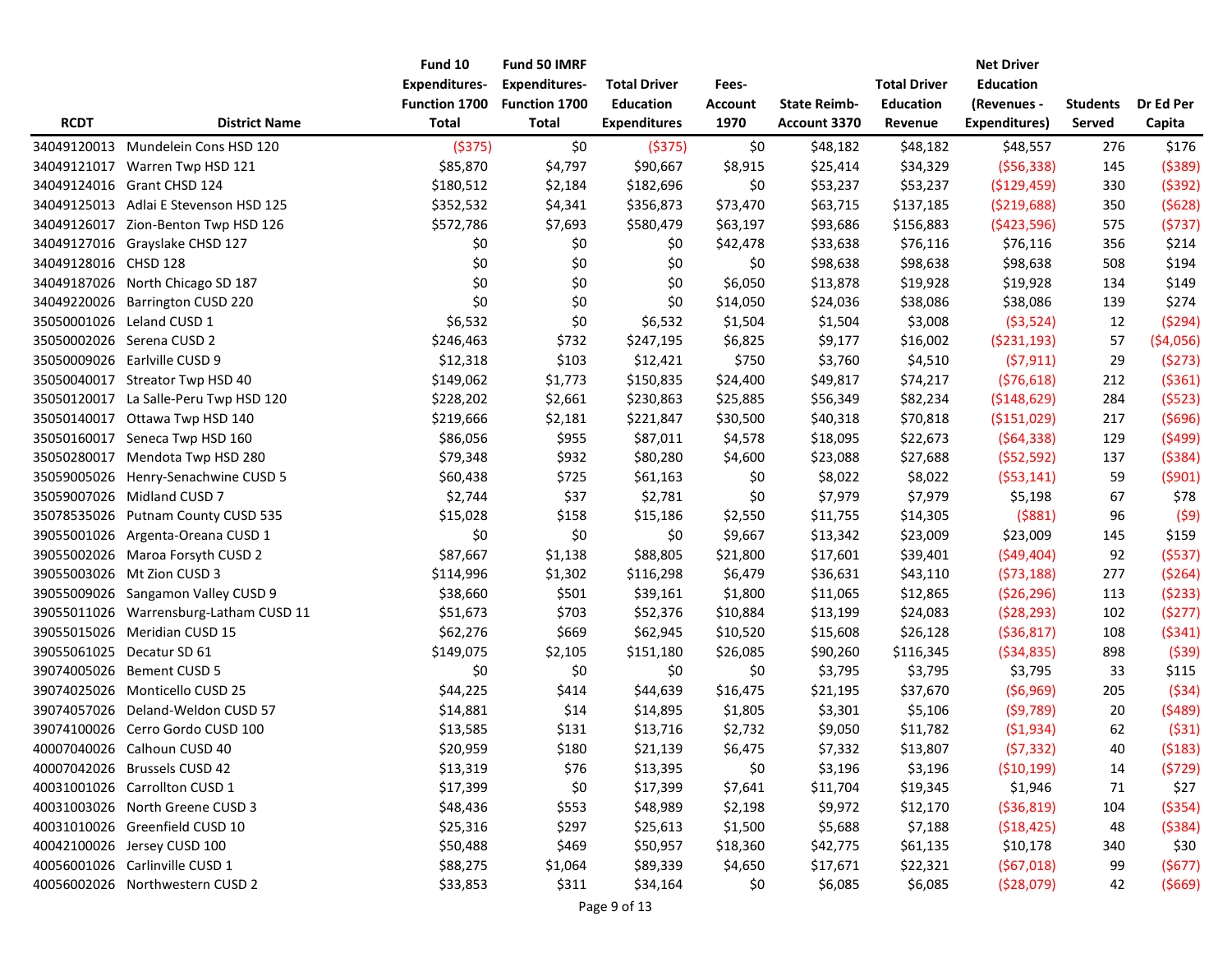| RCDT | District Name | Fund 10 Expenditures-Function 1700 Total | Fund 50 IMRF Expenditures-Function 1700 Total | Total Driver Education Expenditures | Fees-Account 1970 | State Reimb-Account 3370 | Total Driver Education Revenue | Net Driver Education (Revenues - Expenditures) | Students Served | Dr Ed Per Capita |
|---|---|---|---|---|---|---|---|---|---|---|
| 34049120013 | Mundelein Cons HSD 120 | ($375) | $0 | ($375) | $0 | $48,182 | $48,182 | $48,557 | 276 | $176 |
| 34049121017 | Warren Twp HSD 121 | $85,870 | $4,797 | $90,667 | $8,915 | $25,414 | $34,329 | ($56,338) | 145 | ($389) |
| 34049124016 | Grant CHSD 124 | $180,512 | $2,184 | $182,696 | $0 | $53,237 | $53,237 | ($129,459) | 330 | ($392) |
| 34049125013 | Adlai E Stevenson HSD 125 | $352,532 | $4,341 | $356,873 | $73,470 | $63,715 | $137,185 | ($219,688) | 350 | ($628) |
| 34049126017 | Zion-Benton Twp HSD 126 | $572,786 | $7,693 | $580,479 | $63,197 | $93,686 | $156,883 | ($423,596) | 575 | ($737) |
| 34049127016 | Grayslake CHSD 127 | $0 | $0 | $0 | $42,478 | $33,638 | $76,116 | $76,116 | 356 | $214 |
| 34049128016 | CHSD 128 | $0 | $0 | $0 | $0 | $98,638 | $98,638 | $98,638 | 508 | $194 |
| 34049187026 | North Chicago SD 187 | $0 | $0 | $0 | $6,050 | $13,878 | $19,928 | $19,928 | 134 | $149 |
| 34049220026 | Barrington CUSD 220 | $0 | $0 | $0 | $14,050 | $24,036 | $38,086 | $38,086 | 139 | $274 |
| 35050001026 | Leland CUSD 1 | $6,532 | $0 | $6,532 | $1,504 | $1,504 | $3,008 | ($3,524) | 12 | ($294) |
| 35050002026 | Serena CUSD 2 | $246,463 | $732 | $247,195 | $6,825 | $9,177 | $16,002 | ($231,193) | 57 | ($4,056) |
| 35050009026 | Earlville CUSD 9 | $12,318 | $103 | $12,421 | $750 | $3,760 | $4,510 | ($7,911) | 29 | ($273) |
| 35050040017 | Streator Twp HSD 40 | $149,062 | $1,773 | $150,835 | $24,400 | $49,817 | $74,217 | ($76,618) | 212 | ($361) |
| 35050120017 | La Salle-Peru Twp HSD 120 | $228,202 | $2,661 | $230,863 | $25,885 | $56,349 | $82,234 | ($148,629) | 284 | ($523) |
| 35050140017 | Ottawa Twp HSD 140 | $219,666 | $2,181 | $221,847 | $30,500 | $40,318 | $70,818 | ($151,029) | 217 | ($696) |
| 35050160017 | Seneca Twp HSD 160 | $86,056 | $955 | $87,011 | $4,578 | $18,095 | $22,673 | ($64,338) | 129 | ($499) |
| 35050280017 | Mendota Twp HSD 280 | $79,348 | $932 | $80,280 | $4,600 | $23,088 | $27,688 | ($52,592) | 137 | ($384) |
| 35059005026 | Henry-Senachwine CUSD 5 | $60,438 | $725 | $61,163 | $0 | $8,022 | $8,022 | ($53,141) | 59 | ($901) |
| 35059007026 | Midland CUSD 7 | $2,744 | $37 | $2,781 | $0 | $7,979 | $7,979 | $5,198 | 67 | $78 |
| 35078535026 | Putnam County CUSD 535 | $15,028 | $158 | $15,186 | $2,550 | $11,755 | $14,305 | ($881) | 96 | ($9) |
| 39055001026 | Argenta-Oreana CUSD 1 | $0 | $0 | $0 | $9,667 | $13,342 | $23,009 | $23,009 | 145 | $159 |
| 39055002026 | Maroa Forsyth CUSD 2 | $87,667 | $1,138 | $88,805 | $21,800 | $17,601 | $39,401 | ($49,404) | 92 | ($537) |
| 39055003026 | Mt Zion CUSD 3 | $114,996 | $1,302 | $116,298 | $6,479 | $36,631 | $43,110 | ($73,188) | 277 | ($264) |
| 39055009026 | Sangamon Valley CUSD 9 | $38,660 | $501 | $39,161 | $1,800 | $11,065 | $12,865 | ($26,296) | 113 | ($233) |
| 39055011026 | Warrensburg-Latham CUSD 11 | $51,673 | $703 | $52,376 | $10,884 | $13,199 | $24,083 | ($28,293) | 102 | ($277) |
| 39055015026 | Meridian CUSD 15 | $62,276 | $669 | $62,945 | $10,520 | $15,608 | $26,128 | ($36,817) | 108 | ($341) |
| 39055061025 | Decatur SD 61 | $149,075 | $2,105 | $151,180 | $26,085 | $90,260 | $116,345 | ($34,835) | 898 | ($39) |
| 39074005026 | Bement CUSD 5 | $0 | $0 | $0 | $0 | $3,795 | $3,795 | $3,795 | 33 | $115 |
| 39074025026 | Monticello CUSD 25 | $44,225 | $414 | $44,639 | $16,475 | $21,195 | $37,670 | ($6,969) | 205 | ($34) |
| 39074057026 | Deland-Weldon CUSD 57 | $14,881 | $14 | $14,895 | $1,805 | $3,301 | $5,106 | ($9,789) | 20 | ($489) |
| 39074100026 | Cerro Gordo CUSD 100 | $13,585 | $131 | $13,716 | $2,732 | $9,050 | $11,782 | ($1,934) | 62 | ($31) |
| 40007040026 | Calhoun CUSD 40 | $20,959 | $180 | $21,139 | $6,475 | $7,332 | $13,807 | ($7,332) | 40 | ($183) |
| 40007042026 | Brussels CUSD 42 | $13,319 | $76 | $13,395 | $0 | $3,196 | $3,196 | ($10,199) | 14 | ($729) |
| 40031001026 | Carrollton CUSD 1 | $17,399 | $0 | $17,399 | $7,641 | $11,704 | $19,345 | $1,946 | 71 | $27 |
| 40031003026 | North Greene CUSD 3 | $48,436 | $553 | $48,989 | $2,198 | $9,972 | $12,170 | ($36,819) | 104 | ($354) |
| 40031010026 | Greenfield CUSD 10 | $25,316 | $297 | $25,613 | $1,500 | $5,688 | $7,188 | ($18,425) | 48 | ($384) |
| 40042100026 | Jersey CUSD 100 | $50,488 | $469 | $50,957 | $18,360 | $42,775 | $61,135 | $10,178 | 340 | $30 |
| 40056001026 | Carlinville CUSD 1 | $88,275 | $1,064 | $89,339 | $4,650 | $17,671 | $22,321 | ($67,018) | 99 | ($677) |
| 40056002026 | Northwestern CUSD 2 | $33,853 | $311 | $34,164 | $0 | $6,085 | $6,085 | ($28,079) | 42 | ($669) |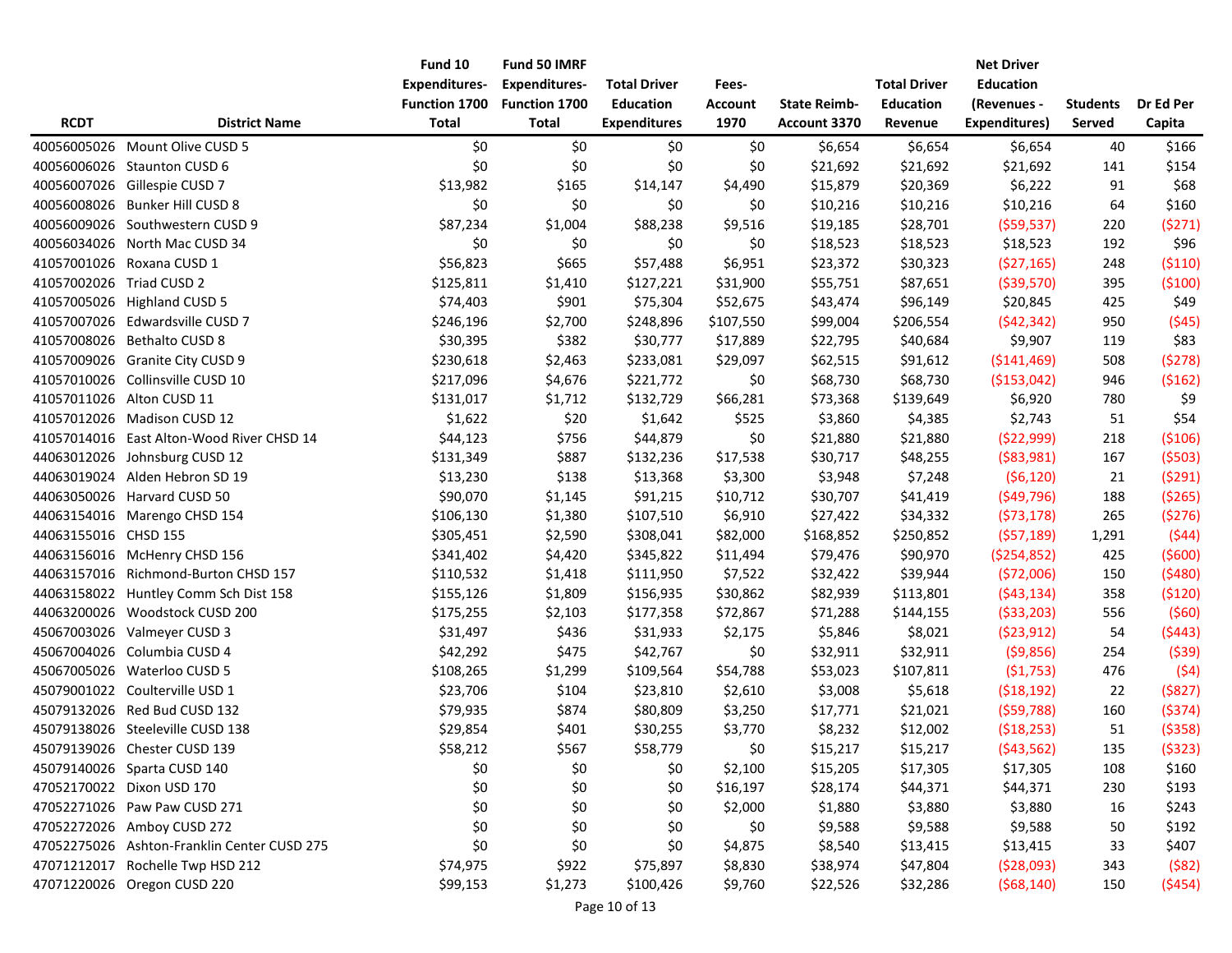| RCDT | District Name | Fund 10 Expenditures-Function 1700 Total | Fund 50 IMRF Expenditures-Function 1700 Total | Total Driver Education Expenditures | Fees-Account 1970 | State Reimb-Account 3370 | Total Driver Education Revenue | Net Driver Education (Revenues - Expenditures) | Students Served | Dr Ed Per Capita |
|---|---|---|---|---|---|---|---|---|---|---|
| 40056005026 | Mount Olive CUSD 5 | $0 | $0 | $0 | $0 | $6,654 | $6,654 | $6,654 | 40 | $166 |
| 40056006026 | Staunton CUSD 6 | $0 | $0 | $0 | $0 | $21,692 | $21,692 | $21,692 | 141 | $154 |
| 40056007026 | Gillespie CUSD 7 | $13,982 | $165 | $14,147 | $4,490 | $15,879 | $20,369 | $6,222 | 91 | $68 |
| 40056008026 | Bunker Hill CUSD 8 | $0 | $0 | $0 | $0 | $10,216 | $10,216 | $10,216 | 64 | $160 |
| 40056009026 | Southwestern CUSD 9 | $87,234 | $1,004 | $88,238 | $9,516 | $19,185 | $28,701 | ($59,537) | 220 | ($271) |
| 40056034026 | North Mac CUSD 34 | $0 | $0 | $0 | $0 | $18,523 | $18,523 | $18,523 | 192 | $96 |
| 41057001026 | Roxana CUSD 1 | $56,823 | $665 | $57,488 | $6,951 | $23,372 | $30,323 | ($27,165) | 248 | ($110) |
| 41057002026 | Triad CUSD 2 | $125,811 | $1,410 | $127,221 | $31,900 | $55,751 | $87,651 | ($39,570) | 395 | ($100) |
| 41057005026 | Highland CUSD 5 | $74,403 | $901 | $75,304 | $52,675 | $43,474 | $96,149 | $20,845 | 425 | $49 |
| 41057007026 | Edwardsville CUSD 7 | $246,196 | $2,700 | $248,896 | $107,550 | $99,004 | $206,554 | ($42,342) | 950 | ($45) |
| 41057008026 | Bethalto CUSD 8 | $30,395 | $382 | $30,777 | $17,889 | $22,795 | $40,684 | $9,907 | 119 | $83 |
| 41057009026 | Granite City CUSD 9 | $230,618 | $2,463 | $233,081 | $29,097 | $62,515 | $91,612 | ($141,469) | 508 | ($278) |
| 41057010026 | Collinsville CUSD 10 | $217,096 | $4,676 | $221,772 | $0 | $68,730 | $68,730 | ($153,042) | 946 | ($162) |
| 41057011026 | Alton CUSD 11 | $131,017 | $1,712 | $132,729 | $66,281 | $73,368 | $139,649 | $6,920 | 780 | $9 |
| 41057012026 | Madison CUSD 12 | $1,622 | $20 | $1,642 | $525 | $3,860 | $4,385 | $2,743 | 51 | $54 |
| 41057014016 | East Alton-Wood River CHSD 14 | $44,123 | $756 | $44,879 | $0 | $21,880 | $21,880 | ($22,999) | 218 | ($106) |
| 44063012026 | Johnsburg CUSD 12 | $131,349 | $887 | $132,236 | $17,538 | $30,717 | $48,255 | ($83,981) | 167 | ($503) |
| 44063019024 | Alden Hebron SD 19 | $13,230 | $138 | $13,368 | $3,300 | $3,948 | $7,248 | ($6,120) | 21 | ($291) |
| 44063050026 | Harvard CUSD 50 | $90,070 | $1,145 | $91,215 | $10,712 | $30,707 | $41,419 | ($49,796) | 188 | ($265) |
| 44063154016 | Marengo CHSD 154 | $106,130 | $1,380 | $107,510 | $6,910 | $27,422 | $34,332 | ($73,178) | 265 | ($276) |
| 44063155016 | CHSD 155 | $305,451 | $2,590 | $308,041 | $82,000 | $168,852 | $250,852 | ($57,189) | 1,291 | ($44) |
| 44063156016 | McHenry CHSD 156 | $341,402 | $4,420 | $345,822 | $11,494 | $79,476 | $90,970 | ($254,852) | 425 | ($600) |
| 44063157016 | Richmond-Burton CHSD 157 | $110,532 | $1,418 | $111,950 | $7,522 | $32,422 | $39,944 | ($72,006) | 150 | ($480) |
| 44063158022 | Huntley Comm Sch Dist 158 | $155,126 | $1,809 | $156,935 | $30,862 | $82,939 | $113,801 | ($43,134) | 358 | ($120) |
| 44063200026 | Woodstock CUSD 200 | $175,255 | $2,103 | $177,358 | $72,867 | $71,288 | $144,155 | ($33,203) | 556 | ($60) |
| 45067003026 | Valmeyer CUSD 3 | $31,497 | $436 | $31,933 | $2,175 | $5,846 | $8,021 | ($23,912) | 54 | ($443) |
| 45067004026 | Columbia CUSD 4 | $42,292 | $475 | $42,767 | $0 | $32,911 | $32,911 | ($9,856) | 254 | ($39) |
| 45067005026 | Waterloo CUSD 5 | $108,265 | $1,299 | $109,564 | $54,788 | $53,023 | $107,811 | ($1,753) | 476 | ($4) |
| 45079001022 | Coulterville USD 1 | $23,706 | $104 | $23,810 | $2,610 | $3,008 | $5,618 | ($18,192) | 22 | ($827) |
| 45079132026 | Red Bud CUSD 132 | $79,935 | $874 | $80,809 | $3,250 | $17,771 | $21,021 | ($59,788) | 160 | ($374) |
| 45079138026 | Steeleville CUSD 138 | $29,854 | $401 | $30,255 | $3,770 | $8,232 | $12,002 | ($18,253) | 51 | ($358) |
| 45079139026 | Chester CUSD 139 | $58,212 | $567 | $58,779 | $0 | $15,217 | $15,217 | ($43,562) | 135 | ($323) |
| 45079140026 | Sparta CUSD 140 | $0 | $0 | $0 | $2,100 | $15,205 | $17,305 | $17,305 | 108 | $160 |
| 47052170022 | Dixon USD 170 | $0 | $0 | $0 | $16,197 | $28,174 | $44,371 | $44,371 | 230 | $193 |
| 47052271026 | Paw Paw CUSD 271 | $0 | $0 | $0 | $2,000 | $1,880 | $3,880 | $3,880 | 16 | $243 |
| 47052272026 | Amboy CUSD 272 | $0 | $0 | $0 | $0 | $9,588 | $9,588 | $9,588 | 50 | $192 |
| 47052275026 | Ashton-Franklin Center CUSD 275 | $0 | $0 | $0 | $4,875 | $8,540 | $13,415 | $13,415 | 33 | $407 |
| 47071212017 | Rochelle Twp HSD 212 | $74,975 | $922 | $75,897 | $8,830 | $38,974 | $47,804 | ($28,093) | 343 | ($82) |
| 47071220026 | Oregon CUSD 220 | $99,153 | $1,273 | $100,426 | $9,760 | $22,526 | $32,286 | ($68,140) | 150 | ($454) |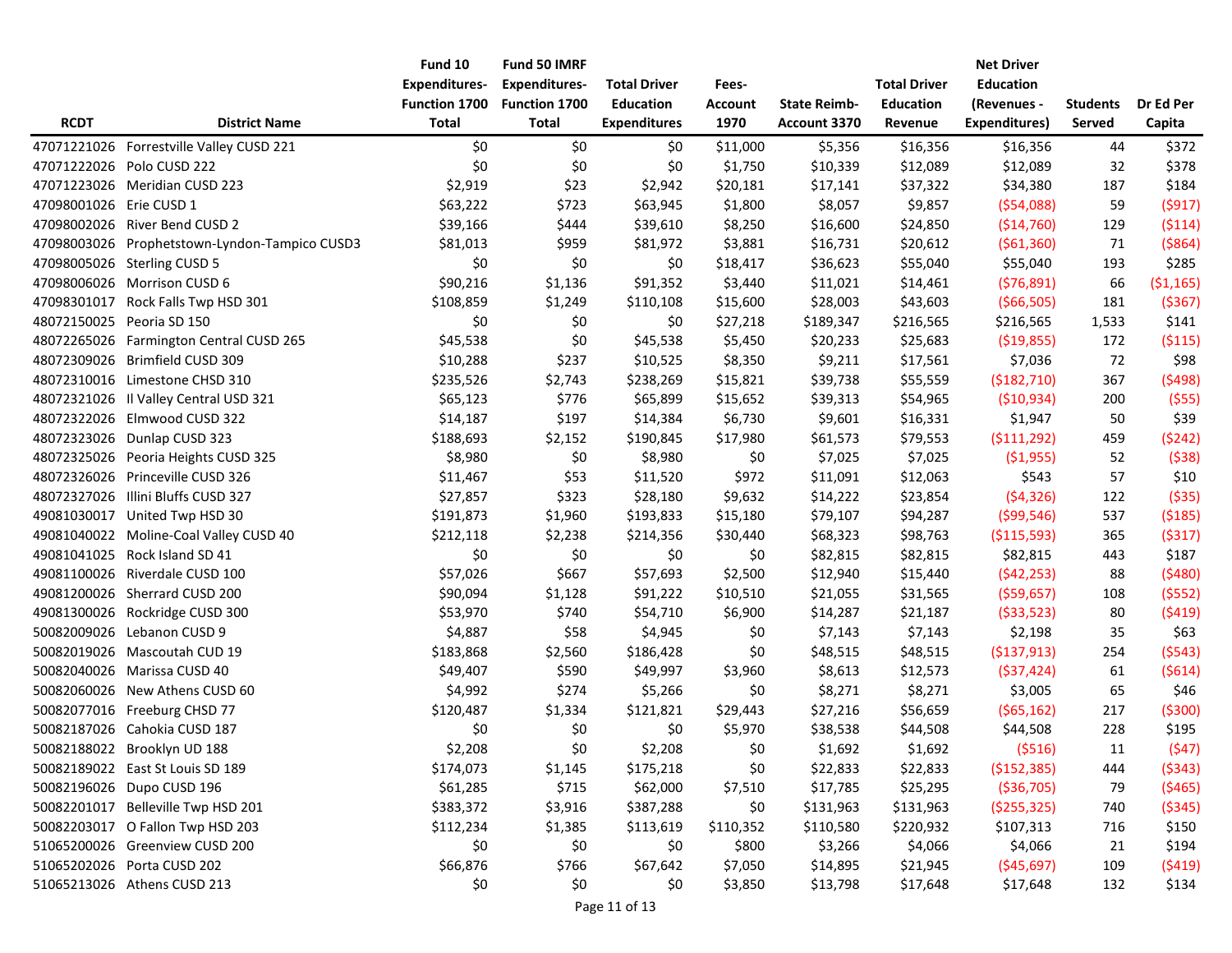| RCDT | District Name | Fund 10 Expenditures- Function 1700 Total | Fund 50 IMRF Expenditures- Function 1700 Total | Total Driver Education Expenditures | Fees- Account 1970 | State Reimb- Account 3370 | Total Driver Education Revenue | Net Driver Education (Revenues - Expenditures) | Students Served | Dr Ed Per Capita |
|---|---|---|---|---|---|---|---|---|---|---|
| 47071221026 | Forrestville Valley CUSD 221 | $0 | $0 | $0 | $11,000 | $5,356 | $16,356 | $16,356 | 44 | $372 |
| 47071222026 | Polo CUSD 222 | $0 | $0 | $0 | $1,750 | $10,339 | $12,089 | $12,089 | 32 | $378 |
| 47071223026 | Meridian CUSD 223 | $2,919 | $23 | $2,942 | $20,181 | $17,141 | $37,322 | $34,380 | 187 | $184 |
| 47098001026 | Erie CUSD 1 | $63,222 | $723 | $63,945 | $1,800 | $8,057 | $9,857 | ($54,088) | 59 | ($917) |
| 47098002026 | River Bend CUSD 2 | $39,166 | $444 | $39,610 | $8,250 | $16,600 | $24,850 | ($14,760) | 129 | ($114) |
| 47098003026 | Prophetstown-Lyndon-Tampico CUSD3 | $81,013 | $959 | $81,972 | $3,881 | $16,731 | $20,612 | ($61,360) | 71 | ($864) |
| 47098005026 | Sterling CUSD 5 | $0 | $0 | $0 | $18,417 | $36,623 | $55,040 | $55,040 | 193 | $285 |
| 47098006026 | Morrison CUSD 6 | $90,216 | $1,136 | $91,352 | $3,440 | $11,021 | $14,461 | ($76,891) | 66 | ($1,165) |
| 47098301017 | Rock Falls Twp HSD 301 | $108,859 | $1,249 | $110,108 | $15,600 | $28,003 | $43,603 | ($66,505) | 181 | ($367) |
| 48072150025 | Peoria SD 150 | $0 | $0 | $0 | $27,218 | $189,347 | $216,565 | $216,565 | 1,533 | $141 |
| 48072265026 | Farmington Central CUSD 265 | $45,538 | $0 | $45,538 | $5,450 | $20,233 | $25,683 | ($19,855) | 172 | ($115) |
| 48072309026 | Brimfield CUSD 309 | $10,288 | $237 | $10,525 | $8,350 | $9,211 | $17,561 | $7,036 | 72 | $98 |
| 48072310016 | Limestone CHSD 310 | $235,526 | $2,743 | $238,269 | $15,821 | $39,738 | $55,559 | ($182,710) | 367 | ($498) |
| 48072321026 | Il Valley Central USD 321 | $65,123 | $776 | $65,899 | $15,652 | $39,313 | $54,965 | ($10,934) | 200 | ($55) |
| 48072322026 | Elmwood CUSD 322 | $14,187 | $197 | $14,384 | $6,730 | $9,601 | $16,331 | $1,947 | 50 | $39 |
| 48072323026 | Dunlap CUSD 323 | $188,693 | $2,152 | $190,845 | $17,980 | $61,573 | $79,553 | ($111,292) | 459 | ($242) |
| 48072325026 | Peoria Heights CUSD 325 | $8,980 | $0 | $8,980 | $0 | $7,025 | $7,025 | ($1,955) | 52 | ($38) |
| 48072326026 | Princeville CUSD 326 | $11,467 | $53 | $11,520 | $972 | $11,091 | $12,063 | $543 | 57 | $10 |
| 48072327026 | Illini Bluffs CUSD 327 | $27,857 | $323 | $28,180 | $9,632 | $14,222 | $23,854 | ($4,326) | 122 | ($35) |
| 49081030017 | United Twp HSD 30 | $191,873 | $1,960 | $193,833 | $15,180 | $79,107 | $94,287 | ($99,546) | 537 | ($185) |
| 49081040022 | Moline-Coal Valley CUSD 40 | $212,118 | $2,238 | $214,356 | $30,440 | $68,323 | $98,763 | ($115,593) | 365 | ($317) |
| 49081041025 | Rock Island SD 41 | $0 | $0 | $0 | $0 | $82,815 | $82,815 | $82,815 | 443 | $187 |
| 49081100026 | Riverdale CUSD 100 | $57,026 | $667 | $57,693 | $2,500 | $12,940 | $15,440 | ($42,253) | 88 | ($480) |
| 49081200026 | Sherrard CUSD 200 | $90,094 | $1,128 | $91,222 | $10,510 | $21,055 | $31,565 | ($59,657) | 108 | ($552) |
| 49081300026 | Rockridge CUSD 300 | $53,970 | $740 | $54,710 | $6,900 | $14,287 | $21,187 | ($33,523) | 80 | ($419) |
| 50082009026 | Lebanon CUSD 9 | $4,887 | $58 | $4,945 | $0 | $7,143 | $7,143 | $2,198 | 35 | $63 |
| 50082019026 | Mascoutah CUD 19 | $183,868 | $2,560 | $186,428 | $0 | $48,515 | $48,515 | ($137,913) | 254 | ($543) |
| 50082040026 | Marissa CUSD 40 | $49,407 | $590 | $49,997 | $3,960 | $8,613 | $12,573 | ($37,424) | 61 | ($614) |
| 50082060026 | New Athens CUSD 60 | $4,992 | $274 | $5,266 | $0 | $8,271 | $8,271 | $3,005 | 65 | $46 |
| 50082077016 | Freeburg CHSD 77 | $120,487 | $1,334 | $121,821 | $29,443 | $27,216 | $56,659 | ($65,162) | 217 | ($300) |
| 50082187026 | Cahokia CUSD 187 | $0 | $0 | $0 | $5,970 | $38,538 | $44,508 | $44,508 | 228 | $195 |
| 50082188022 | Brooklyn UD 188 | $2,208 | $0 | $2,208 | $0 | $1,692 | $1,692 | ($516) | 11 | ($47) |
| 50082189022 | East St Louis SD 189 | $174,073 | $1,145 | $175,218 | $0 | $22,833 | $22,833 | ($152,385) | 444 | ($343) |
| 50082196026 | Dupo CUSD 196 | $61,285 | $715 | $62,000 | $7,510 | $17,785 | $25,295 | ($36,705) | 79 | ($465) |
| 50082201017 | Belleville Twp HSD 201 | $383,372 | $3,916 | $387,288 | $0 | $131,963 | $131,963 | ($255,325) | 740 | ($345) |
| 50082203017 | O Fallon Twp HSD 203 | $112,234 | $1,385 | $113,619 | $110,352 | $110,580 | $220,932 | $107,313 | 716 | $150 |
| 51065200026 | Greenview CUSD 200 | $0 | $0 | $0 | $800 | $3,266 | $4,066 | $4,066 | 21 | $194 |
| 51065202026 | Porta CUSD 202 | $66,876 | $766 | $67,642 | $7,050 | $14,895 | $21,945 | ($45,697) | 109 | ($419) |
| 51065213026 | Athens CUSD 213 | $0 | $0 | $0 | $3,850 | $13,798 | $17,648 | $17,648 | 132 | $134 |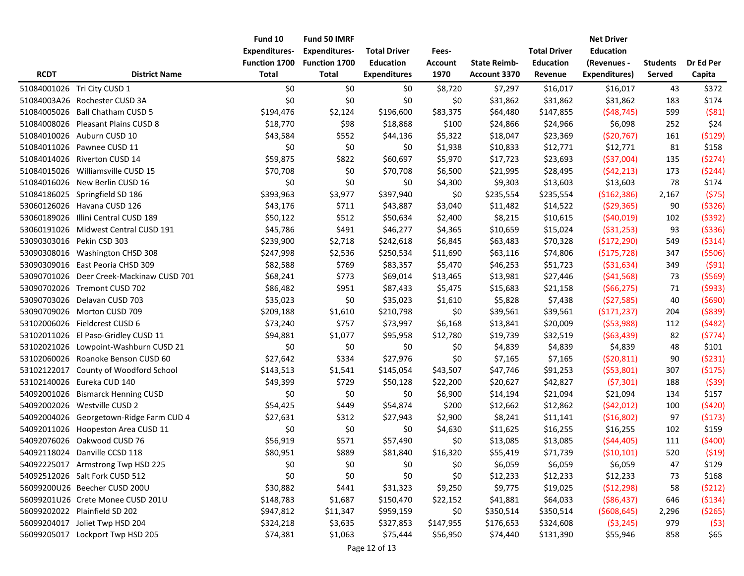| RCDT | District Name | Fund 10 Expenditures- Function 1700 Total | Fund 50 IMRF Expenditures- Function 1700 Total | Total Driver Education Expenditures | Fees- Account 1970 | State Reimb- Account 3370 | Total Driver Education Revenue | Net Driver Education (Revenues - Expenditures) | Students Served | Dr Ed Per Capita |
|---|---|---|---|---|---|---|---|---|---|---|
| 51084001026 | Tri City CUSD 1 | $0 | $0 | $0 | $8,720 | $7,297 | $16,017 | $16,017 | 43 | $372 |
| 51084003A26 | Rochester CUSD 3A | $0 | $0 | $0 | $0 | $31,862 | $31,862 | $31,862 | 183 | $174 |
| 51084005026 | Ball Chatham CUSD 5 | $194,476 | $2,124 | $196,600 | $83,375 | $64,480 | $147,855 | ($48,745) | 599 | ($81) |
| 51084008026 | Pleasant Plains CUSD 8 | $18,770 | $98 | $18,868 | $100 | $24,866 | $24,966 | $6,098 | 252 | $24 |
| 51084010026 | Auburn CUSD 10 | $43,584 | $552 | $44,136 | $5,322 | $18,047 | $23,369 | ($20,767) | 161 | ($129) |
| 51084011026 | Pawnee CUSD 11 | $0 | $0 | $0 | $1,938 | $10,833 | $12,771 | $12,771 | 81 | $158 |
| 51084014026 | Riverton CUSD 14 | $59,875 | $822 | $60,697 | $5,970 | $17,723 | $23,693 | ($37,004) | 135 | ($274) |
| 51084015026 | Williamsville CUSD 15 | $70,708 | $0 | $70,708 | $6,500 | $21,995 | $28,495 | ($42,213) | 173 | ($244) |
| 51084016026 | New Berlin CUSD 16 | $0 | $0 | $0 | $4,300 | $9,303 | $13,603 | $13,603 | 78 | $174 |
| 51084186025 | Springfield SD 186 | $393,963 | $3,977 | $397,940 | $0 | $235,554 | $235,554 | ($162,386) | 2,167 | ($75) |
| 53060126026 | Havana CUSD 126 | $43,176 | $711 | $43,887 | $3,040 | $11,482 | $14,522 | ($29,365) | 90 | ($326) |
| 53060189026 | Illini Central CUSD 189 | $50,122 | $512 | $50,634 | $2,400 | $8,215 | $10,615 | ($40,019) | 102 | ($392) |
| 53060191026 | Midwest Central CUSD 191 | $45,786 | $491 | $46,277 | $4,365 | $10,659 | $15,024 | ($31,253) | 93 | ($336) |
| 53090303016 | Pekin CSD 303 | $239,900 | $2,718 | $242,618 | $6,845 | $63,483 | $70,328 | ($172,290) | 549 | ($314) |
| 53090308016 | Washington CHSD 308 | $247,998 | $2,536 | $250,534 | $11,690 | $63,116 | $74,806 | ($175,728) | 347 | ($506) |
| 53090309016 | East Peoria CHSD 309 | $82,588 | $769 | $83,357 | $5,470 | $46,253 | $51,723 | ($31,634) | 349 | ($91) |
| 53090701026 | Deer Creek-Mackinaw CUSD 701 | $68,241 | $773 | $69,014 | $13,465 | $13,981 | $27,446 | ($41,568) | 73 | ($569) |
| 53090702026 | Tremont CUSD 702 | $86,482 | $951 | $87,433 | $5,475 | $15,683 | $21,158 | ($66,275) | 71 | ($933) |
| 53090703026 | Delavan CUSD 703 | $35,023 | $0 | $35,023 | $1,610 | $5,828 | $7,438 | ($27,585) | 40 | ($690) |
| 53090709026 | Morton CUSD 709 | $209,188 | $1,610 | $210,798 | $0 | $39,561 | $39,561 | ($171,237) | 204 | ($839) |
| 53102006026 | Fieldcrest CUSD 6 | $73,240 | $757 | $73,997 | $6,168 | $13,841 | $20,009 | ($53,988) | 112 | ($482) |
| 53102011026 | El Paso-Gridley CUSD 11 | $94,881 | $1,077 | $95,958 | $12,780 | $19,739 | $32,519 | ($63,439) | 82 | ($774) |
| 53102021026 | Lowpoint-Washburn CUSD 21 | $0 | $0 | $0 | $0 | $4,839 | $4,839 | $4,839 | 48 | $101 |
| 53102060026 | Roanoke Benson CUSD 60 | $27,642 | $334 | $27,976 | $0 | $7,165 | $7,165 | ($20,811) | 90 | ($231) |
| 53102122017 | County of Woodford School | $143,513 | $1,541 | $145,054 | $43,507 | $47,746 | $91,253 | ($53,801) | 307 | ($175) |
| 53102140026 | Eureka CUD 140 | $49,399 | $729 | $50,128 | $22,200 | $20,627 | $42,827 | ($7,301) | 188 | ($39) |
| 54092001026 | Bismarck Henning CUSD | $0 | $0 | $0 | $6,900 | $14,194 | $21,094 | $21,094 | 134 | $157 |
| 54092002026 | Westville CUSD 2 | $54,425 | $449 | $54,874 | $200 | $12,662 | $12,862 | ($42,012) | 100 | ($420) |
| 54092004026 | Georgetown-Ridge Farm CUD 4 | $27,631 | $312 | $27,943 | $2,900 | $8,241 | $11,141 | ($16,802) | 97 | ($173) |
| 54092011026 | Hoopeston Area CUSD 11 | $0 | $0 | $0 | $4,630 | $11,625 | $16,255 | $16,255 | 102 | $159 |
| 54092076026 | Oakwood CUSD 76 | $56,919 | $571 | $57,490 | $0 | $13,085 | $13,085 | ($44,405) | 111 | ($400) |
| 54092118024 | Danville CCSD 118 | $80,951 | $889 | $81,840 | $16,320 | $55,419 | $71,739 | ($10,101) | 520 | ($19) |
| 54092225017 | Armstrong Twp HSD 225 | $0 | $0 | $0 | $0 | $6,059 | $6,059 | $6,059 | 47 | $129 |
| 54092512026 | Salt Fork CUSD 512 | $0 | $0 | $0 | $0 | $12,233 | $12,233 | $12,233 | 73 | $168 |
| 56099200U26 | Beecher CUSD 200U | $30,882 | $441 | $31,323 | $9,250 | $9,775 | $19,025 | ($12,298) | 58 | ($212) |
| 56099201U26 | Crete Monee CUSD 201U | $148,783 | $1,687 | $150,470 | $22,152 | $41,881 | $64,033 | ($86,437) | 646 | ($134) |
| 56099202022 | Plainfield SD 202 | $947,812 | $11,347 | $959,159 | $0 | $350,514 | $350,514 | ($608,645) | 2,296 | ($265) |
| 56099204017 | Joliet Twp HSD 204 | $324,218 | $3,635 | $327,853 | $147,955 | $176,653 | $324,608 | ($3,245) | 979 | ($3) |
| 56099205017 | Lockport Twp HSD 205 | $74,381 | $1,063 | $75,444 | $56,950 | $74,440 | $131,390 | $55,946 | 858 | $65 |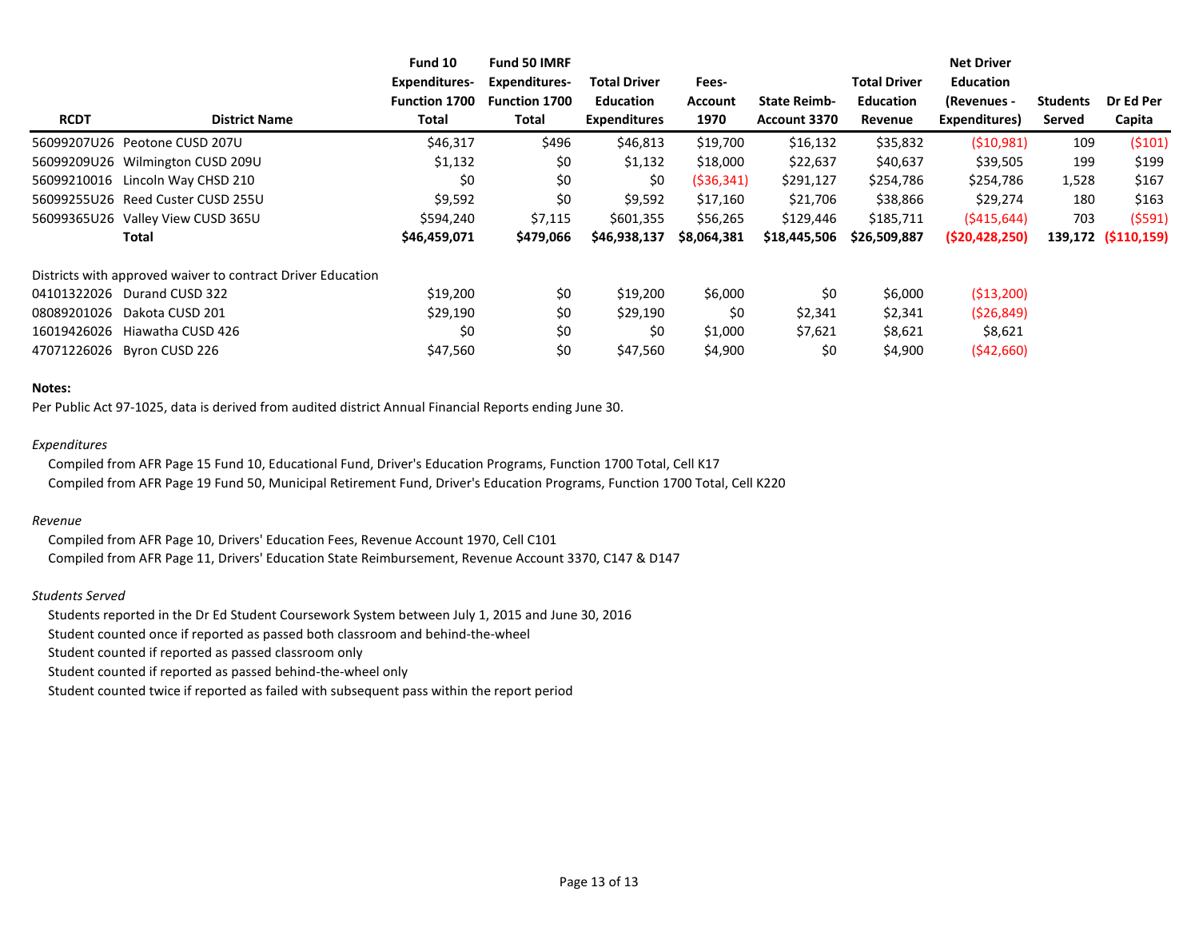| RCDT | District Name | Fund 10 Expenditures- Function 1700 Total | Fund 50 IMRF Expenditures- Function 1700 Total | Total Driver Education Expenditures | Fees- Account 1970 | State Reimb- Account 3370 | Total Driver Education Revenue | Net Driver Education (Revenues - Expenditures) | Students Served | Dr Ed Per Capita |
|---|---|---|---|---|---|---|---|---|---|---|
| 56099207U26 | Peotone CUSD 207U | $46,317 | $496 | $46,813 | $19,700 | $16,132 | $35,832 | ($10,981) | 109 | ($101) |
| 56099209U26 | Wilmington CUSD 209U | $1,132 | $0 | $1,132 | $18,000 | $22,637 | $40,637 | $39,505 | 199 | $199 |
| 56099210016 | Lincoln Way CHSD 210 | $0 | $0 | $0 | ($36,341) | $291,127 | $254,786 | $254,786 | 1,528 | $167 |
| 56099255U26 | Reed Custer CUSD 255U | $9,592 | $0 | $9,592 | $17,160 | $21,706 | $38,866 | $29,274 | 180 | $163 |
| 56099365U26 | Valley View CUSD 365U | $594,240 | $7,115 | $601,355 | $56,265 | $129,446 | $185,711 | ($415,644) | 703 | ($591) |
| | **Total** | **$46,459,071** | **$479,066** | **$46,938,137** | **$8,064,381** | **$18,445,506** | **$26,509,887** | **($20,428,250)** | **139,172** | **($110,159)** |
| Districts with approved waiver to contract Driver Education | | | | | | | | | | |
| 04101322026 | Durand CUSD 322 | $19,200 | $0 | $19,200 | $6,000 | $0 | $6,000 | ($13,200) | | |
| 08089201026 | Dakota CUSD 201 | $29,190 | $0 | $29,190 | $0 | $2,341 | $2,341 | ($26,849) | | |
| 16019426026 | Hiawatha CUSD 426 | $0 | $0 | $0 | $1,000 | $7,621 | $8,621 | $8,621 | | |
| 47071226026 | Byron CUSD 226 | $47,560 | $0 | $47,560 | $4,900 | $0 | $4,900 | ($42,660) | | |

**Notes:**

Per Public Act 97-1025, data is derived from audited district Annual Financial Reports ending June 30.

*Expenditures*

Compiled from AFR Page 15 Fund 10, Educational Fund, Driver's Education Programs, Function 1700 Total, Cell K17

Compiled from AFR Page 19 Fund 50, Municipal Retirement Fund, Driver's Education Programs, Function 1700 Total, Cell K220

*Revenue*

Compiled from AFR Page 10, Drivers' Education Fees, Revenue Account 1970, Cell C101

Compiled from AFR Page 11, Drivers' Education State Reimbursement, Revenue Account 3370, C147 & D147

*Students Served*

Students reported in the Dr Ed Student Coursework System between July 1, 2015 and June 30, 2016

Student counted once if reported as passed both classroom and behind-the-wheel

Student counted if reported as passed classroom only

Student counted if reported as passed behind-the-wheel only

Student counted twice if reported as failed with subsequent pass within the report period